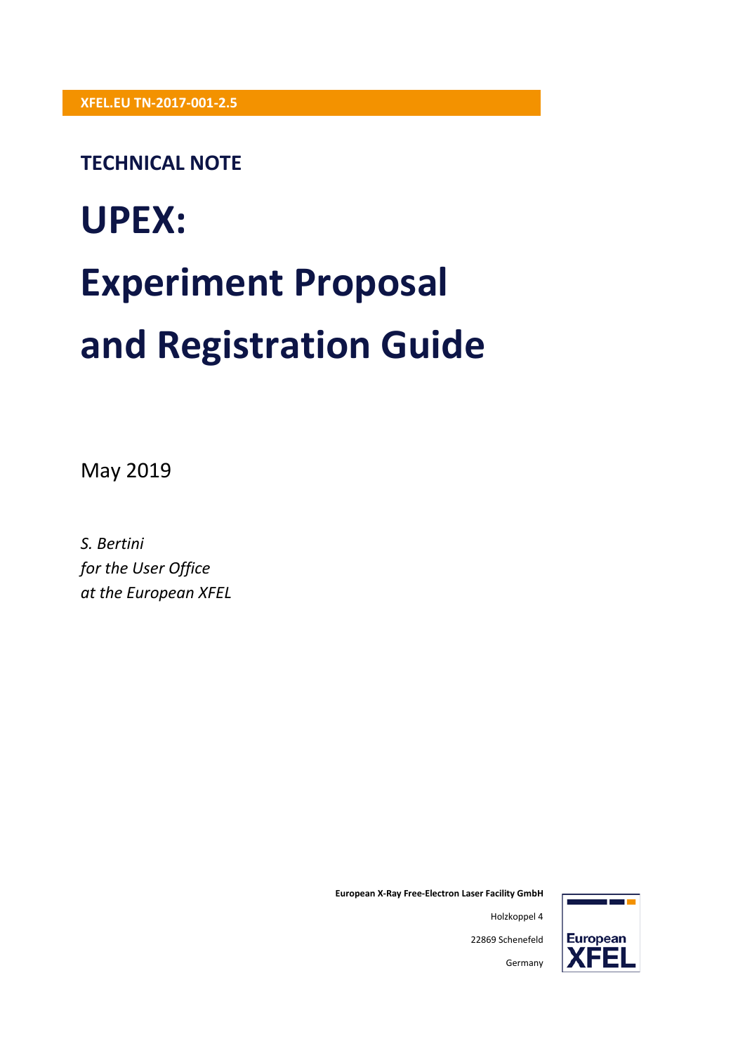XFEL.EU TN-2017-001-2.5

TECHNICAL NOTE

# UPEX: Experiment Proposal and Registration Guide

May 2019

*S. Bertini*
*for the User Office*
*at the European XFEL*

**European X-Ray Free-Electron Laser Facility GmbH**

Holzkoppel 4

22869 Schenefeld

Germany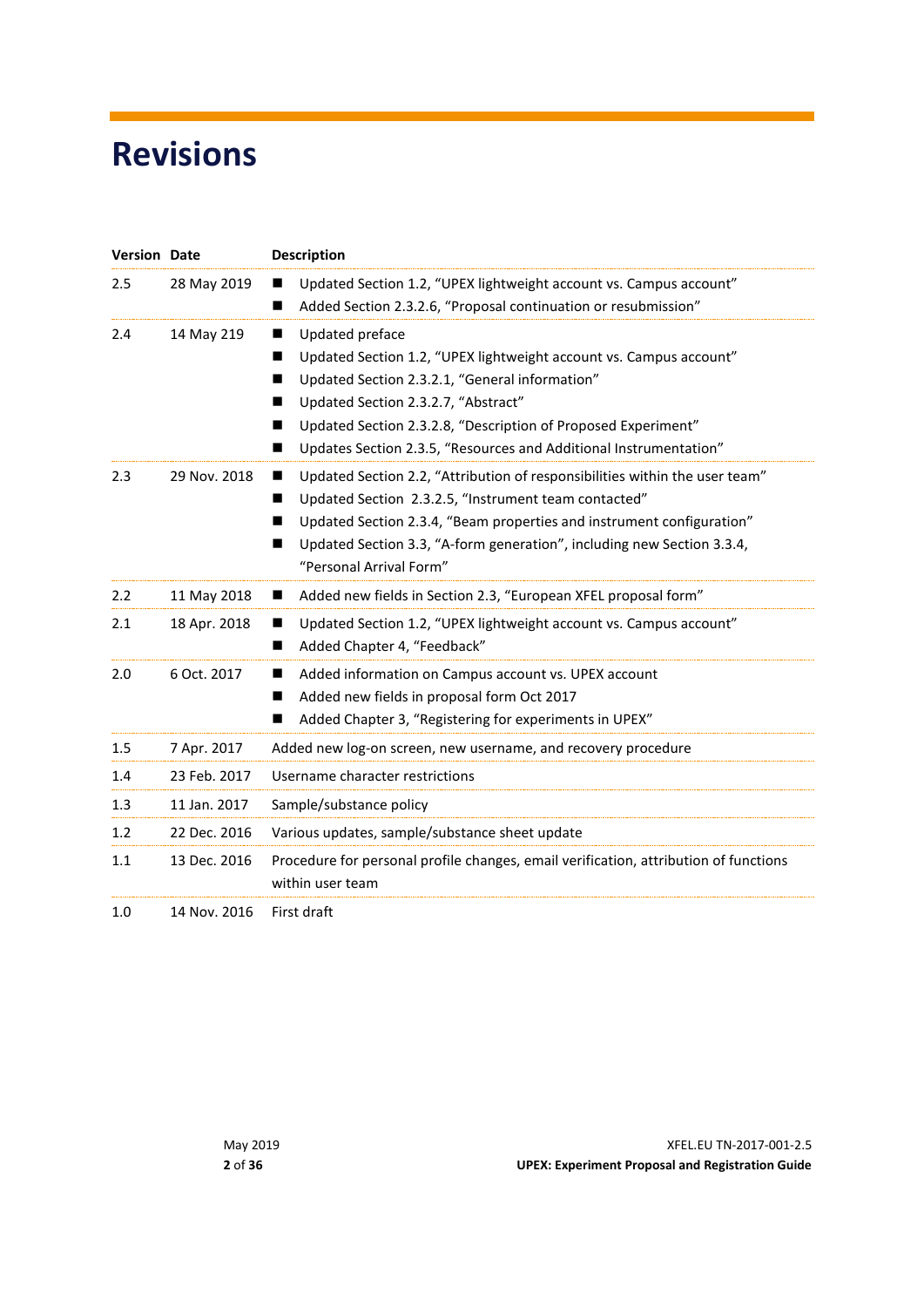# Revisions

| Version | Date | Description |
|---|---|---|
| 2.5 | 28 May 2019 | ■ Updated Section 1.2, “UPEX lightweight account vs. Campus account”<br>■ Added Section 2.3.2.6, “Proposal continuation or resubmission” |
| 2.4 | 14 May 219 | ■ Updated preface<br>■ Updated Section 1.2, “UPEX lightweight account vs. Campus account”<br>■ Updated Section 2.3.2.1, “General information”<br>■ Updated Section 2.3.2.7, “Abstract”<br>■ Updated Section 2.3.2.8, “Description of Proposed Experiment”<br>■ Updates Section 2.3.5, “Resources and Additional Instrumentation” |
| 2.3 | 29 Nov. 2018 | ■ Updated Section 2.2, “Attribution of responsibilities within the user team”<br>■ Updated Section 2.3.2.5, “Instrument team contacted”<br>■ Updated Section 2.3.4, “Beam properties and instrument configuration”<br>■ Updated Section 3.3, “A-form generation”, including new Section 3.3.4, “Personal Arrival Form” |
| 2.2 | 11 May 2018 | ■ Added new fields in Section 2.3, “European XFEL proposal form” |
| 2.1 | 18 Apr. 2018 | ■ Updated Section 1.2, “UPEX lightweight account vs. Campus account”<br>■ Added Chapter 4, “Feedback” |
| 2.0 | 6 Oct. 2017 | ■ Added information on Campus account vs. UPEX account<br>■ Added new fields in proposal form Oct 2017<br>■ Added Chapter 3, “Registering for experiments in UPEX” |
| 1.5 | 7 Apr. 2017 | Added new log-on screen, new username, and recovery procedure |
| 1.4 | 23 Feb. 2017 | Username character restrictions |
| 1.3 | 11 Jan. 2017 | Sample/substance policy |
| 1.2 | 22 Dec. 2016 | Various updates, sample/substance sheet update |
| 1.1 | 13 Dec. 2016 | Procedure for personal profile changes, email verification, attribution of functions within user team |
| 1.0 | 14 Nov. 2016 | First draft |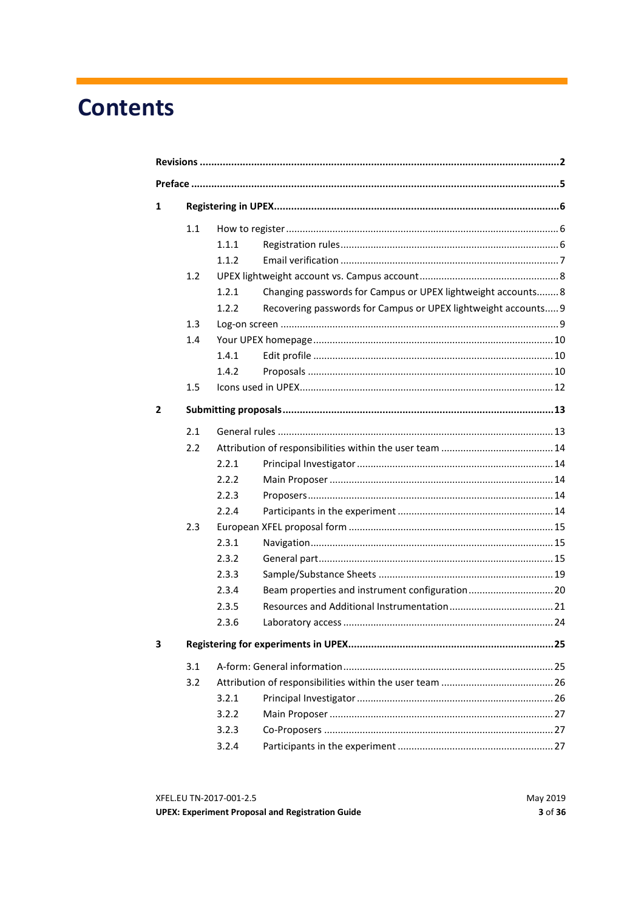# Contents

**Revisions** .......... **2**

**Preface** .......... **5**

**1 Registering in UPEX** .......... **6**

- 1.1 How to register .......... 6
  - 1.1.1 Registration rules .......... 6
  - 1.1.2 Email verification .......... 7
- 1.2 UPEX lightweight account vs. Campus account .......... 8
  - 1.2.1 Changing passwords for Campus or UPEX lightweight accounts .......... 8
  - 1.2.2 Recovering passwords for Campus or UPEX lightweight accounts .......... 9
- 1.3 Log-on screen .......... 9
- 1.4 Your UPEX homepage .......... 10
  - 1.4.1 Edit profile .......... 10
  - 1.4.2 Proposals .......... 10
- 1.5 Icons used in UPEX .......... 12

**2 Submitting proposals** .......... **13**

- 2.1 General rules .......... 13
- 2.2 Attribution of responsibilities within the user team .......... 14
  - 2.2.1 Principal Investigator .......... 14
  - 2.2.2 Main Proposer .......... 14
  - 2.2.3 Proposers .......... 14
  - 2.2.4 Participants in the experiment .......... 14
- 2.3 European XFEL proposal form .......... 15
  - 2.3.1 Navigation .......... 15
  - 2.3.2 General part .......... 15
  - 2.3.3 Sample/Substance Sheets .......... 19
  - 2.3.4 Beam properties and instrument configuration .......... 20
  - 2.3.5 Resources and Additional Instrumentation .......... 21
  - 2.3.6 Laboratory access .......... 24

**3 Registering for experiments in UPEX** .......... **25**

- 3.1 A-form: General information .......... 25
- 3.2 Attribution of responsibilities within the user team .......... 26
  - 3.2.1 Principal Investigator .......... 26
  - 3.2.2 Main Proposer .......... 27
  - 3.2.3 Co-Proposers .......... 27
  - 3.2.4 Participants in the experiment .......... 27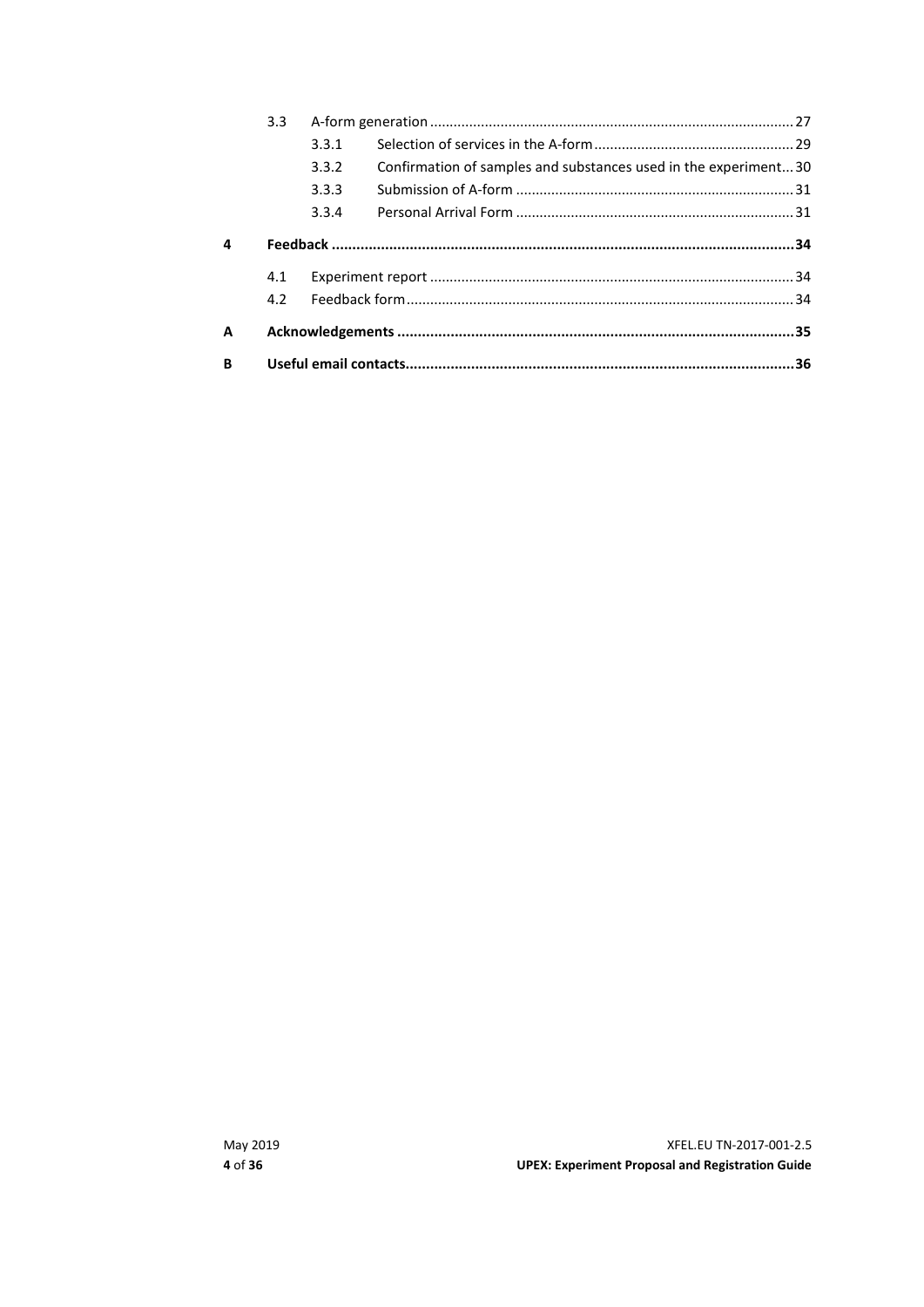| | | | |
|---|---|---|---|
| | 3.3 | A-form generation | 27 |
| | | 3.3.1 Selection of services in the A-form | 29 |
| | | 3.3.2 Confirmation of samples and substances used in the experiment | 30 |
| | | 3.3.3 Submission of A-form | 31 |
| | | 3.3.4 Personal Arrival Form | 31 |
| **4** | **Feedback** | | **34** |
| | 4.1 | Experiment report | 34 |
| | 4.2 | Feedback form | 34 |
| **A** | **Acknowledgements** | | **35** |
| **B** | **Useful email contacts** | | **36** |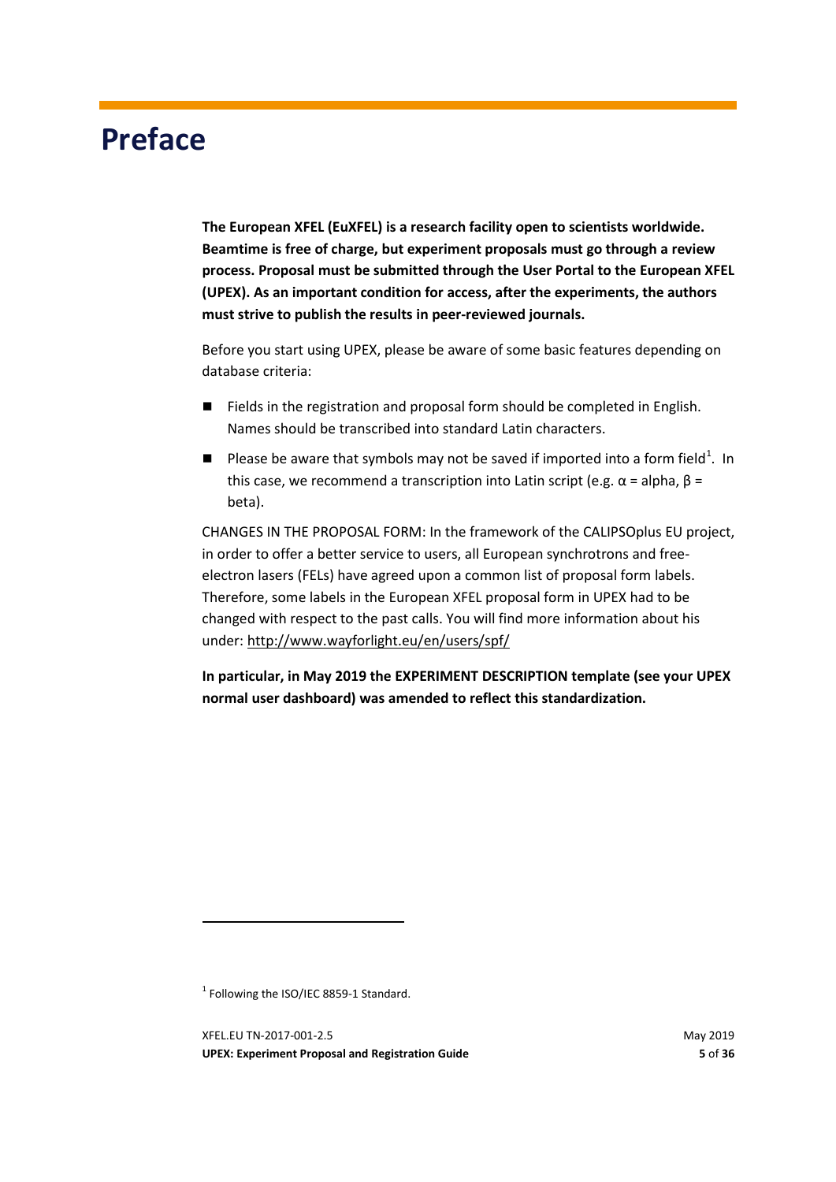# Preface

**The European XFEL (EuXFEL) is a research facility open to scientists worldwide. Beamtime is free of charge, but experiment proposals must go through a review process. Proposal must be submitted through the User Portal to the European XFEL (UPEX). As an important condition for access, after the experiments, the authors must strive to publish the results in peer-reviewed journals.**

Before you start using UPEX, please be aware of some basic features depending on database criteria:

- Fields in the registration and proposal form should be completed in English. Names should be transcribed into standard Latin characters.
- Please be aware that symbols may not be saved if imported into a form field[1]. In this case, we recommend a transcription into Latin script (e.g. α = alpha, β = beta).

CHANGES IN THE PROPOSAL FORM: In the framework of the CALIPSOplus EU project, in order to offer a better service to users, all European synchrotrons and free-electron lasers (FELs) have agreed upon a common list of proposal form labels. Therefore, some labels in the European XFEL proposal form in UPEX had to be changed with respect to the past calls. You will find more information about his under: http://www.wayforlight.eu/en/users/spf/

**In particular, in May 2019 the EXPERIMENT DESCRIPTION template (see your UPEX normal user dashboard) was amended to reflect this standardization.**

---

[1] Following the ISO/IEC 8859-1 Standard.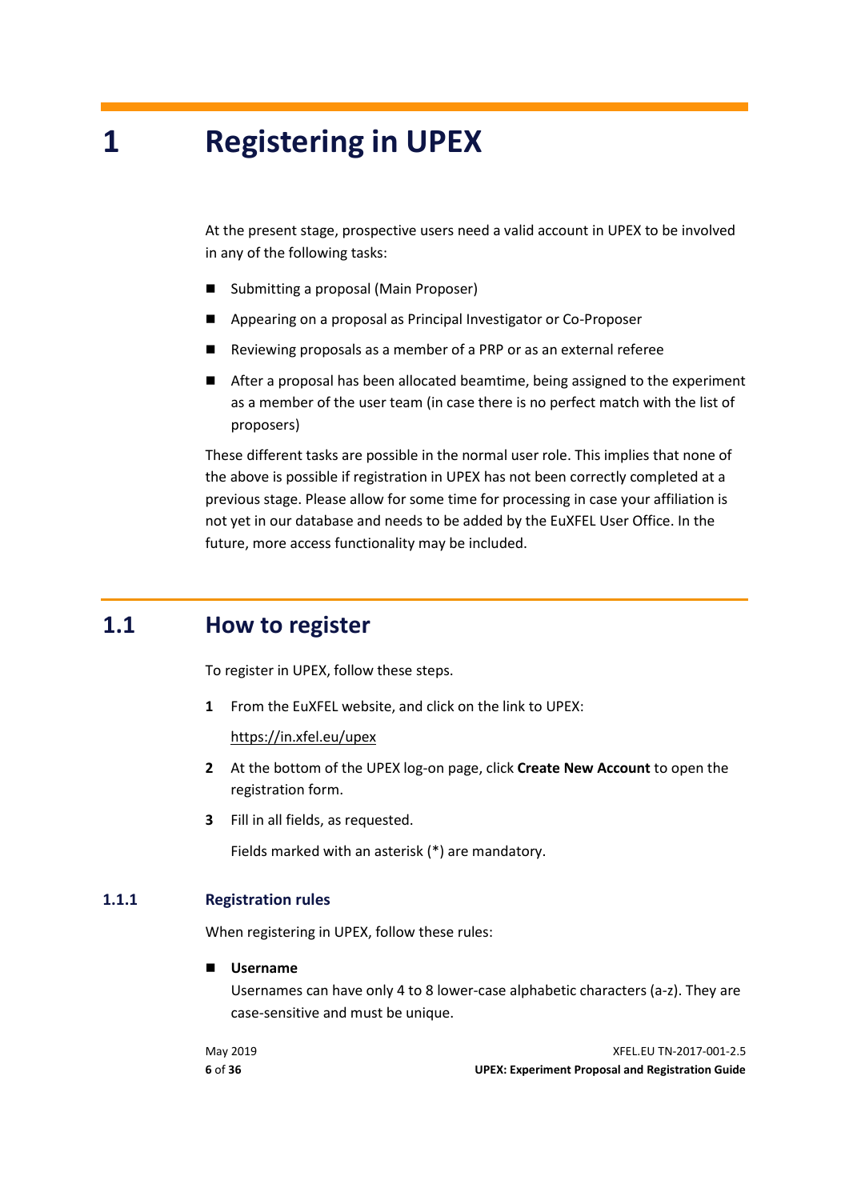# 1 Registering in UPEX

At the present stage, prospective users need a valid account in UPEX to be involved in any of the following tasks:

- Submitting a proposal (Main Proposer)
- Appearing on a proposal as Principal Investigator or Co-Proposer
- Reviewing proposals as a member of a PRP or as an external referee
- After a proposal has been allocated beamtime, being assigned to the experiment as a member of the user team (in case there is no perfect match with the list of proposers)

These different tasks are possible in the normal user role. This implies that none of the above is possible if registration in UPEX has not been correctly completed at a previous stage. Please allow for some time for processing in case your affiliation is not yet in our database and needs to be added by the EuXFEL User Office. In the future, more access functionality may be included.

## 1.1 How to register

To register in UPEX, follow these steps.

1. From the EuXFEL website, and click on the link to UPEX:

   https://in.xfel.eu/upex

2. At the bottom of the UPEX log-on page, click **Create New Account** to open the registration form.
3. Fill in all fields, as requested.

   Fields marked with an asterisk (*) are mandatory.

### 1.1.1 Registration rules

When registering in UPEX, follow these rules:

- **Username**
  Usernames can have only 4 to 8 lower-case alphabetic characters (a-z). They are case-sensitive and must be unique.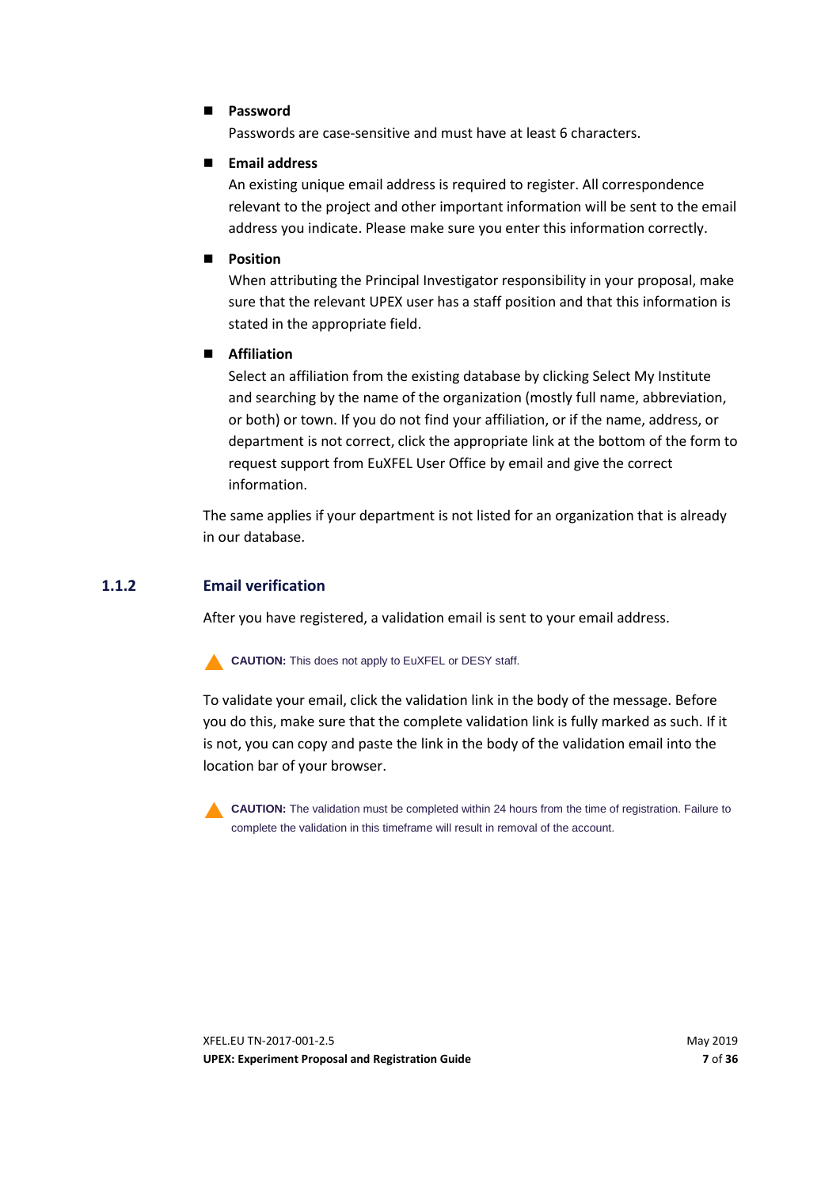- **Password**
  Passwords are case-sensitive and must have at least 6 characters.

- **Email address**
  An existing unique email address is required to register. All correspondence relevant to the project and other important information will be sent to the email address you indicate. Please make sure you enter this information correctly.

- **Position**
  When attributing the Principal Investigator responsibility in your proposal, make sure that the relevant UPEX user has a staff position and that this information is stated in the appropriate field.

- **Affiliation**
  Select an affiliation from the existing database by clicking Select My Institute and searching by the name of the organization (mostly full name, abbreviation, or both) or town. If you do not find your affiliation, or if the name, address, or department is not correct, click the appropriate link at the bottom of the form to request support from EuXFEL User Office by email and give the correct information.

The same applies if your department is not listed for an organization that is already in our database.

### 1.1.2 Email verification

After you have registered, a validation email is sent to your email address.

> **CAUTION:** This does not apply to EuXFEL or DESY staff.

To validate your email, click the validation link in the body of the message. Before you do this, make sure that the complete validation link is fully marked as such. If it is not, you can copy and paste the link in the body of the validation email into the location bar of your browser.

> **CAUTION:** The validation must be completed within 24 hours from the time of registration. Failure to complete the validation in this timeframe will result in removal of the account.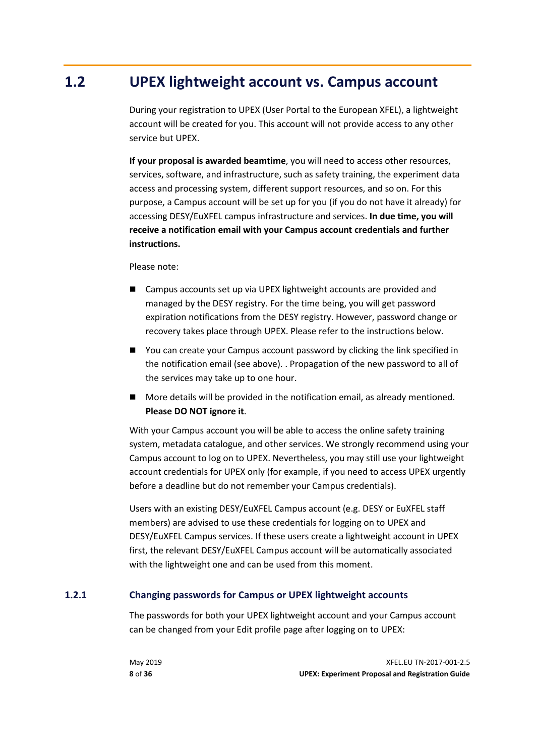## 1.2 UPEX lightweight account vs. Campus account

During your registration to UPEX (User Portal to the European XFEL), a lightweight account will be created for you. This account will not provide access to any other service but UPEX.

**If your proposal is awarded beamtime**, you will need to access other resources, services, software, and infrastructure, such as safety training, the experiment data access and processing system, different support resources, and so on. For this purpose, a Campus account will be set up for you (if you do not have it already) for accessing DESY/EuXFEL campus infrastructure and services. **In due time, you will receive a notification email with your Campus account credentials and further instructions.**

Please note:

- Campus accounts set up via UPEX lightweight accounts are provided and managed by the DESY registry. For the time being, you will get password expiration notifications from the DESY registry. However, password change or recovery takes place through UPEX. Please refer to the instructions below.
- You can create your Campus account password by clicking the link specified in the notification email (see above). . Propagation of the new password to all of the services may take up to one hour.
- More details will be provided in the notification email, as already mentioned. **Please DO NOT ignore it**.

With your Campus account you will be able to access the online safety training system, metadata catalogue, and other services. We strongly recommend using your Campus account to log on to UPEX. Nevertheless, you may still use your lightweight account credentials for UPEX only (for example, if you need to access UPEX urgently before a deadline but do not remember your Campus credentials).

Users with an existing DESY/EuXFEL Campus account (e.g. DESY or EuXFEL staff members) are advised to use these credentials for logging on to UPEX and DESY/EuXFEL Campus services. If these users create a lightweight account in UPEX first, the relevant DESY/EuXFEL Campus account will be automatically associated with the lightweight one and can be used from this moment.

### 1.2.1 Changing passwords for Campus or UPEX lightweight accounts

The passwords for both your UPEX lightweight account and your Campus account can be changed from your Edit profile page after logging on to UPEX: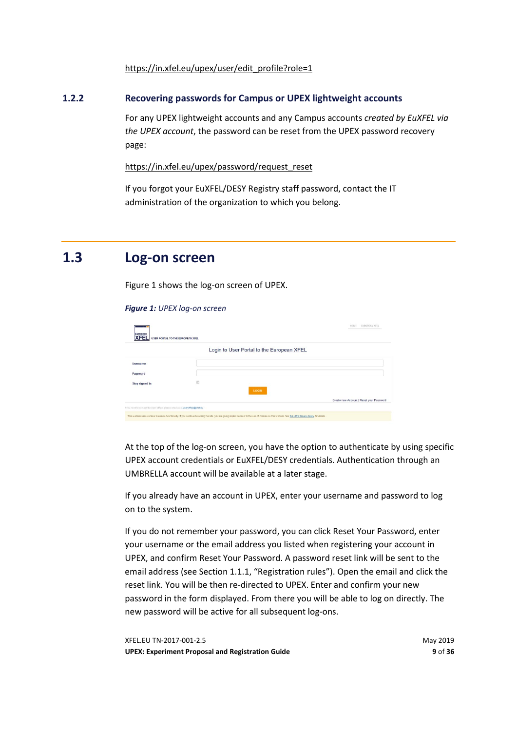https://in.xfel.eu/upex/user/edit_profile?role=1

### 1.2.2 Recovering passwords for Campus or UPEX lightweight accounts

For any UPEX lightweight accounts and any Campus accounts *created by EuXFEL via the UPEX account*, the password can be reset from the UPEX password recovery page:

https://in.xfel.eu/upex/password/request_reset

If you forgot your EuXFEL/DESY Registry staff password, contact the IT administration of the organization to which you belong.

## 1.3 Log-on screen

Figure 1 shows the log-on screen of UPEX.

***Figure 1:*** *UPEX log-on screen*

At the top of the log-on screen, you have the option to authenticate by using specific UPEX account credentials or EuXFEL/DESY credentials. Authentication through an UMBRELLA account will be available at a later stage.

If you already have an account in UPEX, enter your username and password to log on to the system.

If you do not remember your password, you can click Reset Your Password, enter your username or the email address you listed when registering your account in UPEX, and confirm Reset Your Password. A password reset link will be sent to the email address (see Section 1.1.1, “Registration rules”). Open the email and click the reset link. You will be then re-directed to UPEX. Enter and confirm your new password in the form displayed. From there you will be able to log on directly. The new password will be active for all subsequent log-ons.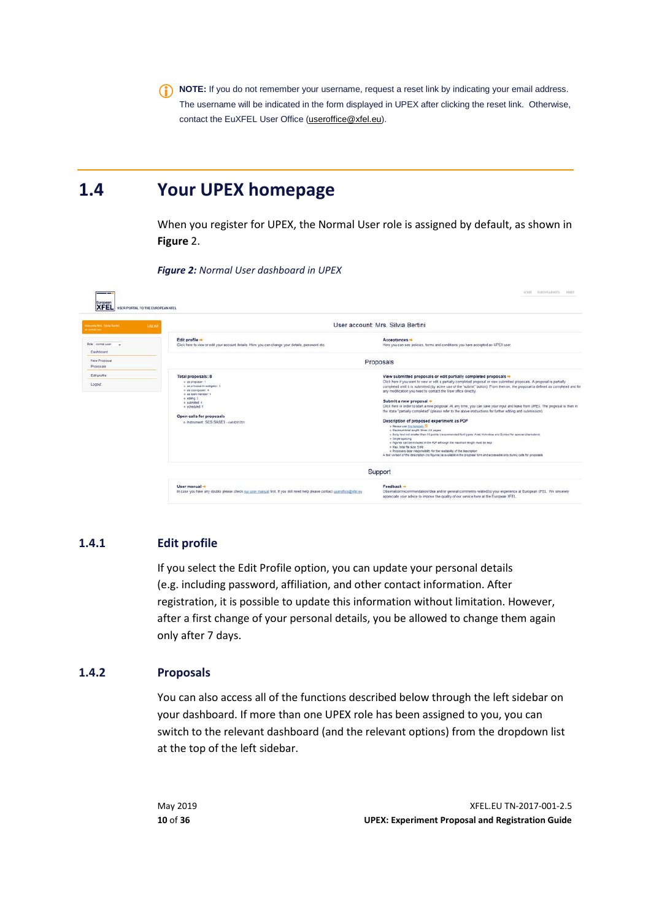**NOTE:** If you do not remember your username, request a reset link by indicating your email address. The username will be indicated in the form displayed in UPEX after clicking the reset link. Otherwise, contact the EuXFEL User Office (useroffice@xfel.eu).

## 1.4 Your UPEX homepage

When you register for UPEX, the Normal User role is assigned by default, as shown in **Figure** 2.

***Figure 2:*** *Normal User dashboard in UPEX*

### 1.4.1 Edit profile

If you select the Edit Profile option, you can update your personal details (e.g. including password, affiliation, and other contact information. After registration, it is possible to update this information without limitation. However, after a first change of your personal details, you be allowed to change them again only after 7 days.

### 1.4.2 Proposals

You can also access all of the functions described below through the left sidebar on your dashboard. If more than one UPEX role has been assigned to you, you can switch to the relevant dashboard (and the relevant options) from the dropdown list at the top of the left sidebar.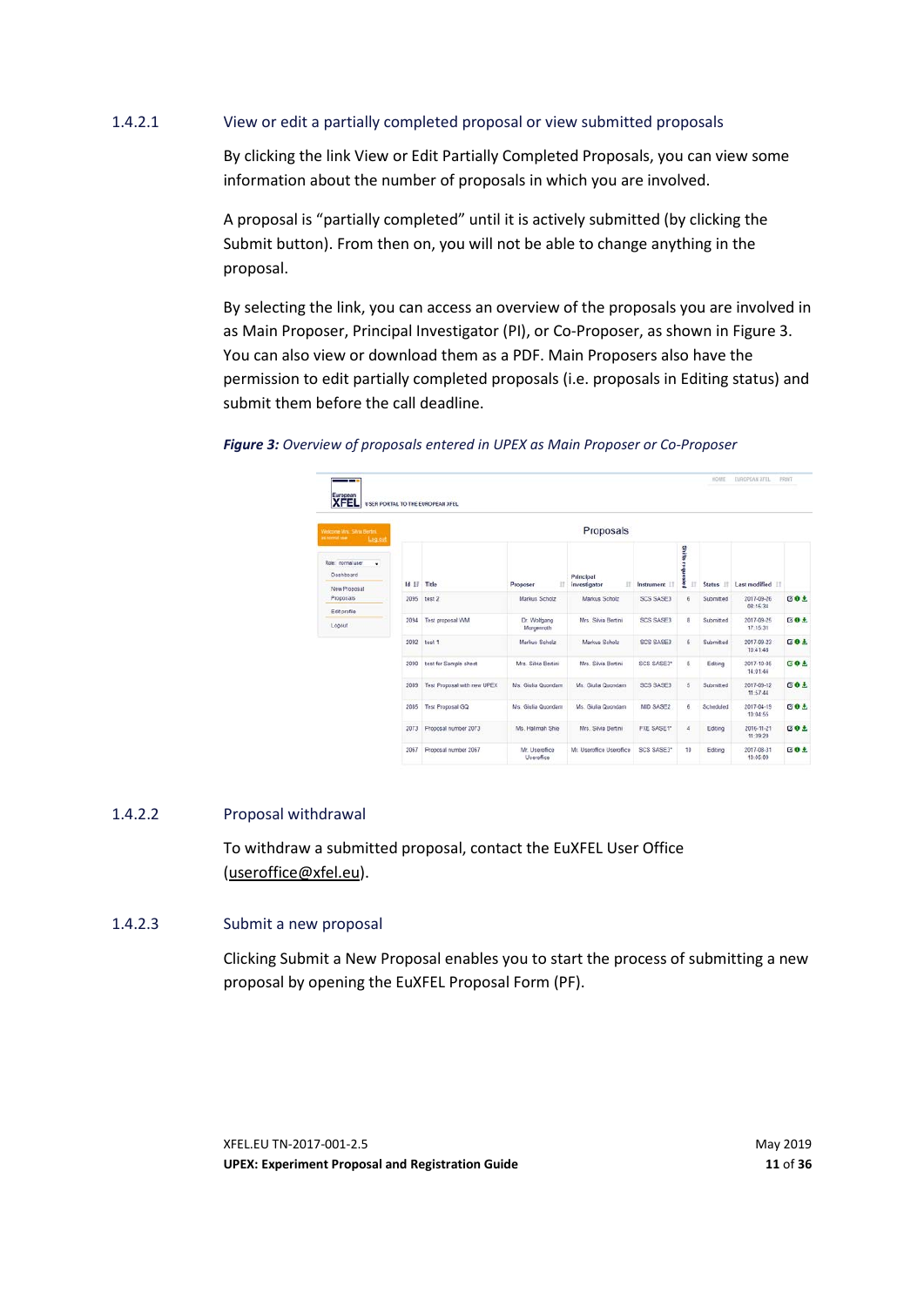#### 1.4.2.1 View or edit a partially completed proposal or view submitted proposals

By clicking the link View or Edit Partially Completed Proposals, you can view some information about the number of proposals in which you are involved.

A proposal is "partially completed" until it is actively submitted (by clicking the Submit button). From then on, you will not be able to change anything in the proposal.

By selecting the link, you can access an overview of the proposals you are involved in as Main Proposer, Principal Investigator (PI), or Co-Proposer, as shown in Figure 3. You can also view or download them as a PDF. Main Proposers also have the permission to edit partially completed proposals (i.e. proposals in Editing status) and submit them before the call deadline.

***Figure 3:*** *Overview of proposals entered in UPEX as Main Proposer or Co-Proposer*

#### 1.4.2.2 Proposal withdrawal

To withdraw a submitted proposal, contact the EuXFEL User Office (useroffice@xfel.eu).

#### 1.4.2.3 Submit a new proposal

Clicking Submit a New Proposal enables you to start the process of submitting a new proposal by opening the EuXFEL Proposal Form (PF).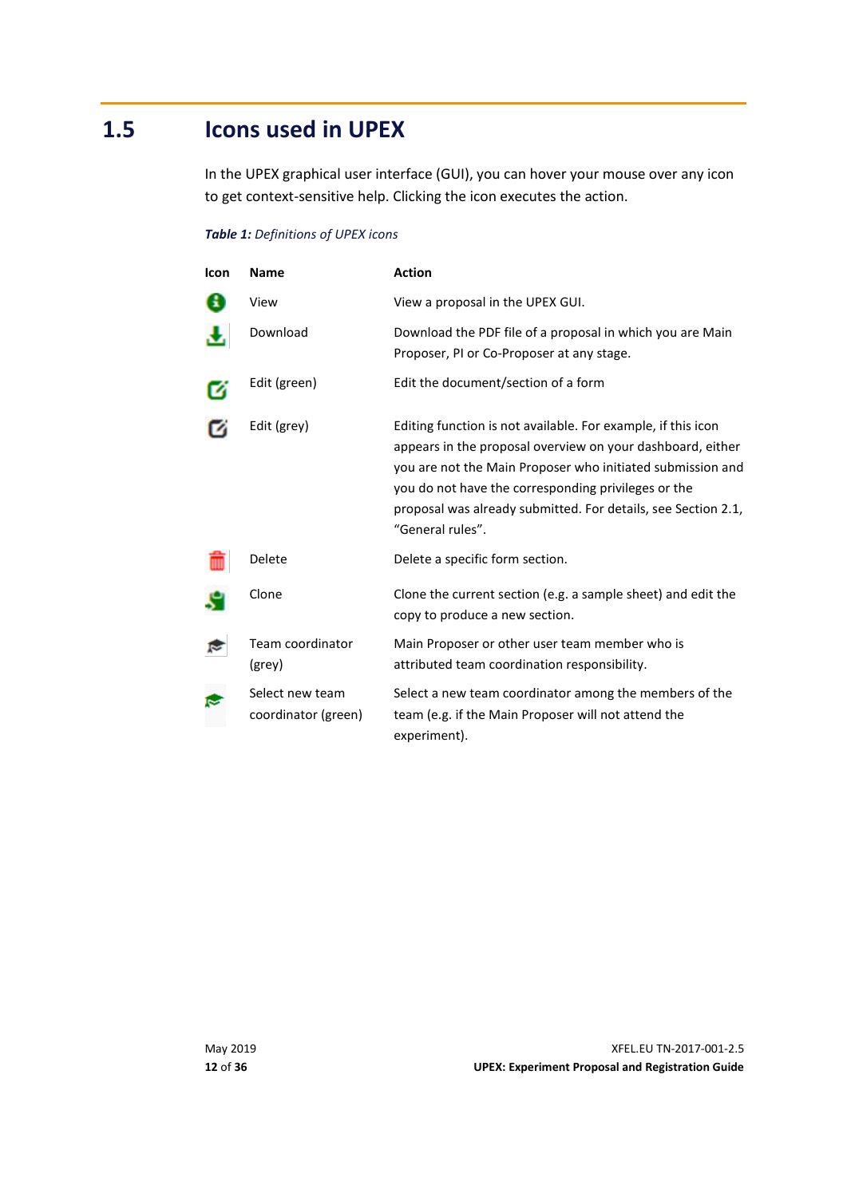## 1.5 Icons used in UPEX

In the UPEX graphical user interface (GUI), you can hover your mouse over any icon to get context-sensitive help. Clicking the icon executes the action.

***Table 1:** Definitions of UPEX icons*

| Icon | Name | Action |
|---|---|---|
| | View | View a proposal in the UPEX GUI. |
| | Download | Download the PDF file of a proposal in which you are Main Proposer, PI or Co-Proposer at any stage. |
| | Edit (green) | Edit the document/section of a form |
| | Edit (grey) | Editing function is not available. For example, if this icon appears in the proposal overview on your dashboard, either you are not the Main Proposer who initiated submission and you do not have the corresponding privileges or the proposal was already submitted. For details, see Section 2.1, "General rules". |
| | Delete | Delete a specific form section. |
| | Clone | Clone the current section (e.g. a sample sheet) and edit the copy to produce a new section. |
| | Team coordinator (grey) | Main Proposer or other user team member who is attributed team coordination responsibility. |
| | Select new team coordinator (green) | Select a new team coordinator among the members of the team (e.g. if the Main Proposer will not attend the experiment). |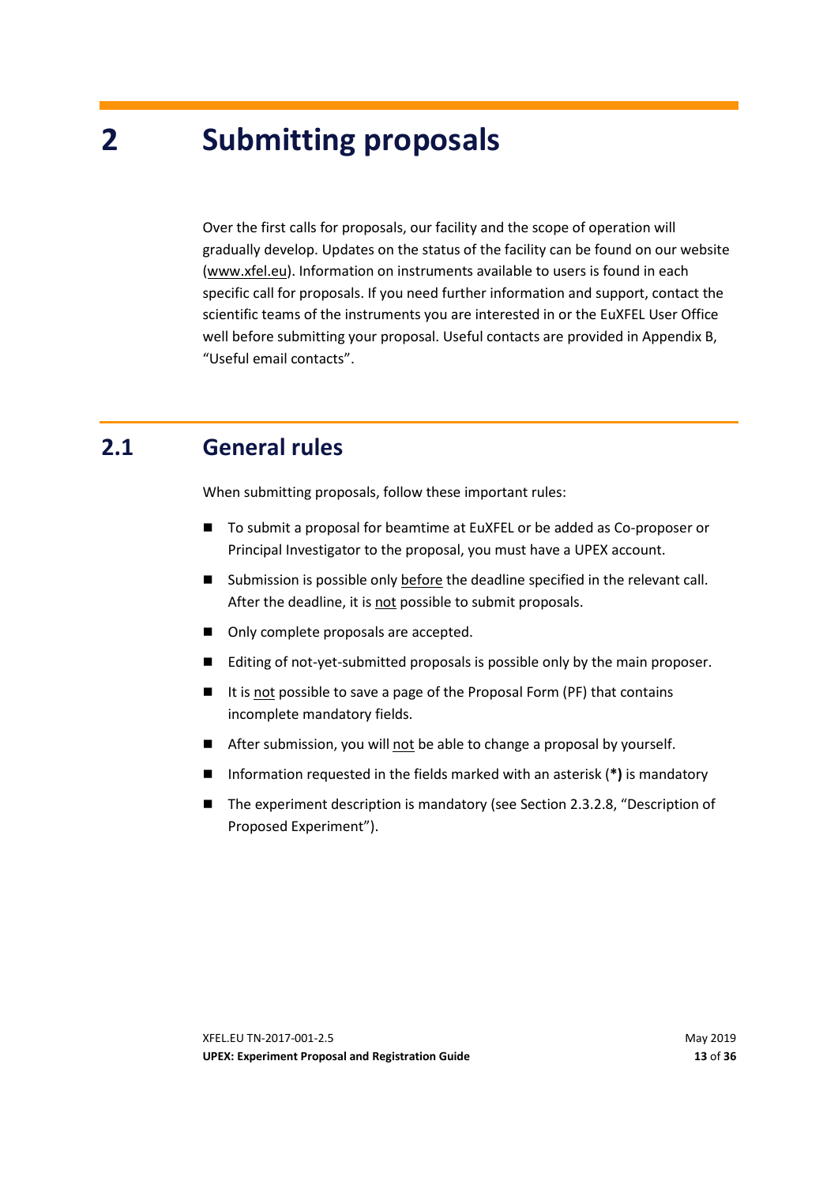# 2 Submitting proposals

Over the first calls for proposals, our facility and the scope of operation will gradually develop. Updates on the status of the facility can be found on our website (www.xfel.eu). Information on instruments available to users is found in each specific call for proposals. If you need further information and support, contact the scientific teams of the instruments you are interested in or the EuXFEL User Office well before submitting your proposal. Useful contacts are provided in Appendix B, “Useful email contacts”.

## 2.1 General rules

When submitting proposals, follow these important rules:

- To submit a proposal for beamtime at EuXFEL or be added as Co-proposer or Principal Investigator to the proposal, you must have a UPEX account.
- Submission is possible only before the deadline specified in the relevant call. After the deadline, it is not possible to submit proposals.
- Only complete proposals are accepted.
- Editing of not-yet-submitted proposals is possible only by the main proposer.
- It is not possible to save a page of the Proposal Form (PF) that contains incomplete mandatory fields.
- After submission, you will not be able to change a proposal by yourself.
- Information requested in the fields marked with an asterisk (**\*)** is mandatory
- The experiment description is mandatory (see Section 2.3.2.8, “Description of Proposed Experiment”).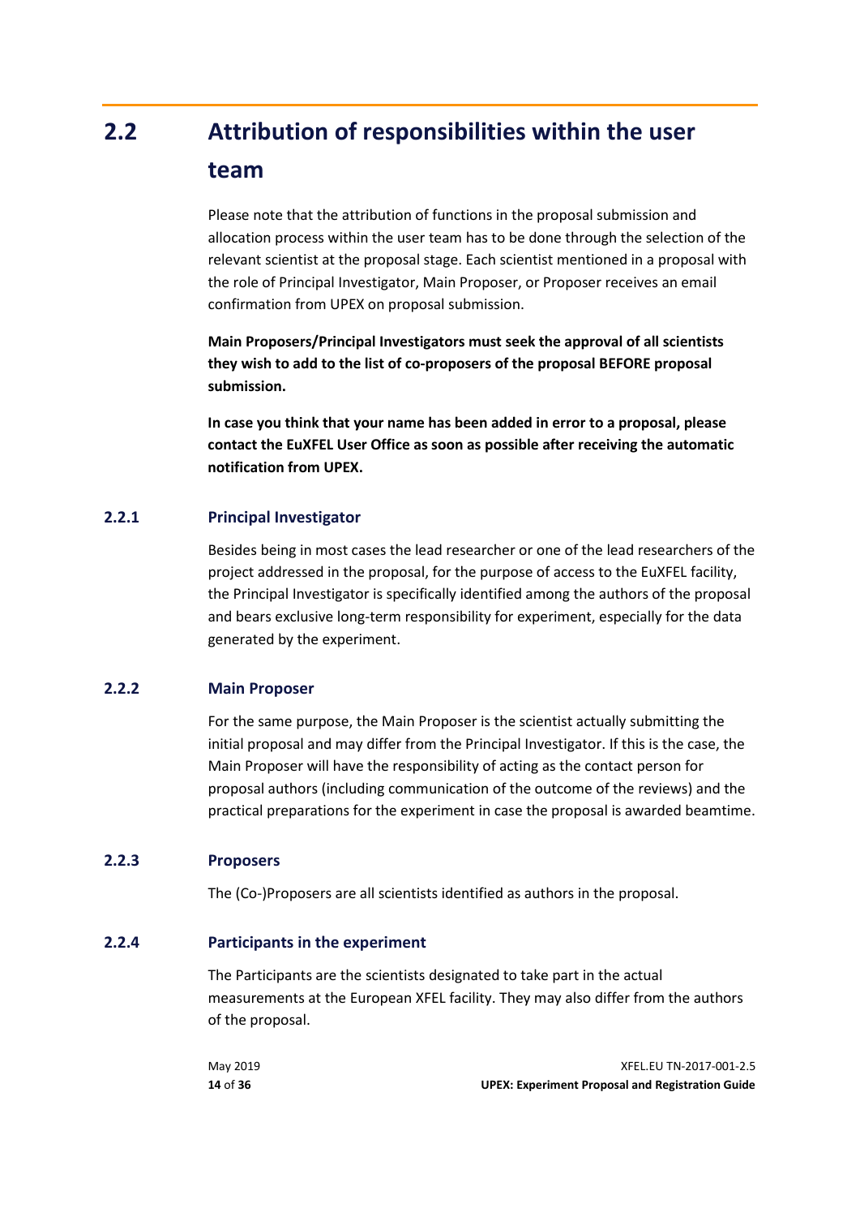## 2.2 Attribution of responsibilities within the user team

Please note that the attribution of functions in the proposal submission and allocation process within the user team has to be done through the selection of the relevant scientist at the proposal stage. Each scientist mentioned in a proposal with the role of Principal Investigator, Main Proposer, or Proposer receives an email confirmation from UPEX on proposal submission.

**Main Proposers/Principal Investigators must seek the approval of all scientists they wish to add to the list of co-proposers of the proposal BEFORE proposal submission.**

**In case you think that your name has been added in error to a proposal, please contact the EuXFEL User Office as soon as possible after receiving the automatic notification from UPEX.**

### 2.2.1 Principal Investigator

Besides being in most cases the lead researcher or one of the lead researchers of the project addressed in the proposal, for the purpose of access to the EuXFEL facility, the Principal Investigator is specifically identified among the authors of the proposal and bears exclusive long-term responsibility for experiment, especially for the data generated by the experiment.

### 2.2.2 Main Proposer

For the same purpose, the Main Proposer is the scientist actually submitting the initial proposal and may differ from the Principal Investigator. If this is the case, the Main Proposer will have the responsibility of acting as the contact person for proposal authors (including communication of the outcome of the reviews) and the practical preparations for the experiment in case the proposal is awarded beamtime.

### 2.2.3 Proposers

The (Co-)Proposers are all scientists identified as authors in the proposal.

### 2.2.4 Participants in the experiment

The Participants are the scientists designated to take part in the actual measurements at the European XFEL facility. They may also differ from the authors of the proposal.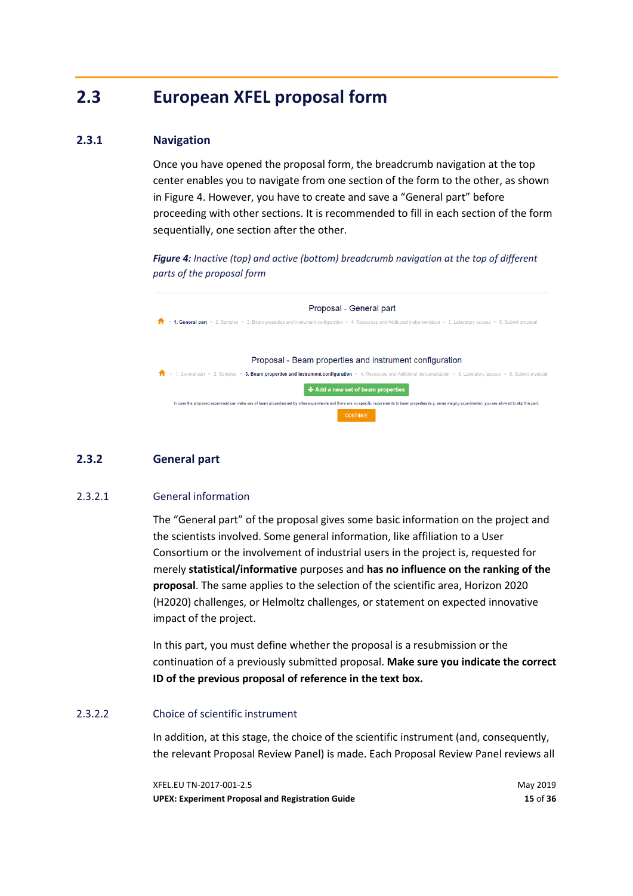## 2.3 European XFEL proposal form

### 2.3.1 Navigation

Once you have opened the proposal form, the breadcrumb navigation at the top center enables you to navigate from one section of the form to the other, as shown in Figure 4. However, you have to create and save a “General part” before proceeding with other sections. It is recommended to fill in each section of the form sequentially, one section after the other.

***Figure 4:*** *Inactive (top) and active (bottom) breadcrumb navigation at the top of different parts of the proposal form*

Proposal - General part

1. General part > 2. Samples > 3. Beam properties and instrument configuration > 4. Resources and Additional instrumentation > 5. Laboratory access > 6. Submit proposal

Proposal - Beam properties and instrument configuration

1. General part > 2. Samples > 3. Beam properties and instrument configuration > 4. Resources and Additional instrumentation > 5. Laboratory access > 6. Submit proposal

+ Add a new set of beam properties

In case the proposed experiment can make use of beam properties set by other experiments and there are no specific requirements to beam properties (e.g. some imaging experiments), you are allowed to skip this part.

CONTINUE

### 2.3.2 General part

#### 2.3.2.1 General information

The “General part” of the proposal gives some basic information on the project and the scientists involved. Some general information, like affiliation to a User Consortium or the involvement of industrial users in the project is, requested for merely **statistical/informative** purposes and **has no influence on the ranking of the proposal**. The same applies to the selection of the scientific area, Horizon 2020 (H2020) challenges, or Helmoltz challenges, or statement on expected innovative impact of the project.

In this part, you must define whether the proposal is a resubmission or the continuation of a previously submitted proposal. **Make sure you indicate the correct ID of the previous proposal of reference in the text box.**

#### 2.3.2.2 Choice of scientific instrument

In addition, at this stage, the choice of the scientific instrument (and, consequently, the relevant Proposal Review Panel) is made. Each Proposal Review Panel reviews all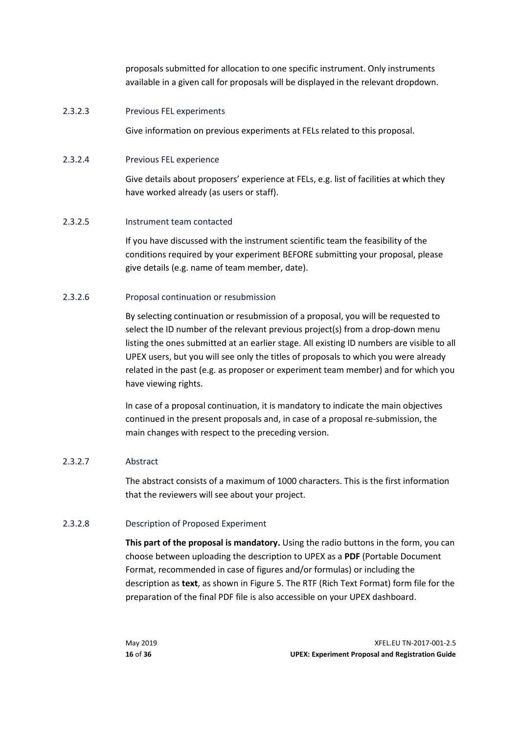proposals submitted for allocation to one specific instrument. Only instruments available in a given call for proposals will be displayed in the relevant dropdown.

#### 2.3.2.3 Previous FEL experiments

Give information on previous experiments at FELs related to this proposal.

#### 2.3.2.4 Previous FEL experience

Give details about proposers' experience at FELs, e.g. list of facilities at which they have worked already (as users or staff).

#### 2.3.2.5 Instrument team contacted

If you have discussed with the instrument scientific team the feasibility of the conditions required by your experiment BEFORE submitting your proposal, please give details (e.g. name of team member, date).

#### 2.3.2.6 Proposal continuation or resubmission

By selecting continuation or resubmission of a proposal, you will be requested to select the ID number of the relevant previous project(s) from a drop-down menu listing the ones submitted at an earlier stage. All existing ID numbers are visible to all UPEX users, but you will see only the titles of proposals to which you were already related in the past (e.g. as proposer or experiment team member) and for which you have viewing rights.

In case of a proposal continuation, it is mandatory to indicate the main objectives continued in the present proposals and, in case of a proposal re-submission, the main changes with respect to the preceding version.

#### 2.3.2.7 Abstract

The abstract consists of a maximum of 1000 characters. This is the first information that the reviewers will see about your project.

#### 2.3.2.8 Description of Proposed Experiment

**This part of the proposal is mandatory.** Using the radio buttons in the form, you can choose between uploading the description to UPEX as a **PDF** (Portable Document Format, recommended in case of figures and/or formulas) or including the description as **text**, as shown in Figure 5. The RTF (Rich Text Format) form file for the preparation of the final PDF file is also accessible on your UPEX dashboard.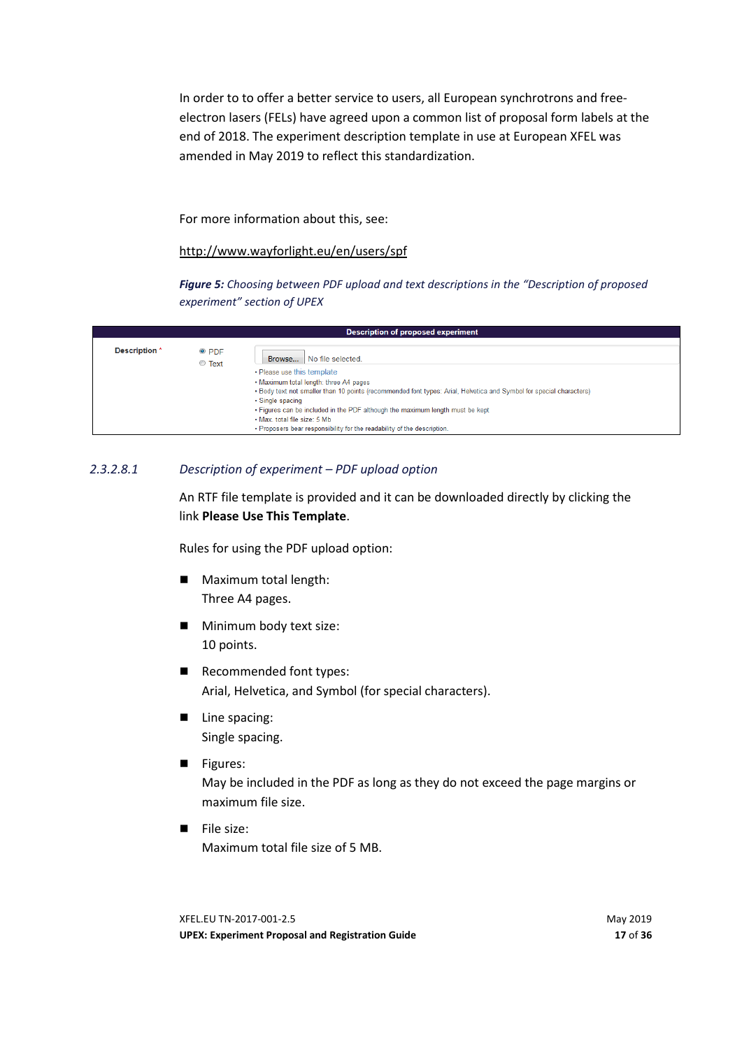In order to to offer a better service to users, all European synchrotrons and free-electron lasers (FELs) have agreed upon a common list of proposal form labels at the end of 2018. The experiment description template in use at European XFEL was amended in May 2019 to reflect this standardization.

For more information about this, see:

http://www.wayforlight.eu/en/users/spf

***Figure 5:*** *Choosing between PDF upload and text descriptions in the "Description of proposed experiment" section of UPEX*

| Description of proposed experiment | | |
|---|---|---|
| Description * | ◉ PDF ○ Text | Browse... No file selected. • Please use this template • Maximum total length: three A4 pages • Body text not smaller than 10 points (recommended font types: Arial, Helvetica and Symbol for special characters) • Single spacing • Figures can be included in the PDF although the maximum length must be kept • Max. total file size: 5 Mb • Proposers bear responsibility for the readability of the description. |

### 2.3.2.8.1 *Description of experiment – PDF upload option*

An RTF file template is provided and it can be downloaded directly by clicking the link **Please Use This Template**.

Rules for using the PDF upload option:

- Maximum total length:
  Three A4 pages.
- Minimum body text size:
  10 points.
- Recommended font types:
  Arial, Helvetica, and Symbol (for special characters).
- Line spacing:
  Single spacing.
- Figures:
  May be included in the PDF as long as they do not exceed the page margins or maximum file size.
- File size:
  Maximum total file size of 5 MB.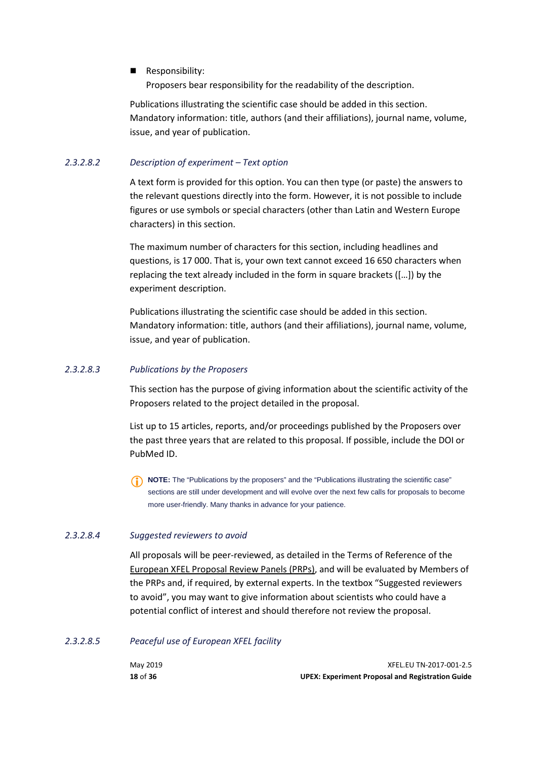- Responsibility:
  Proposers bear responsibility for the readability of the description.

Publications illustrating the scientific case should be added in this section. Mandatory information: title, authors (and their affiliations), journal name, volume, issue, and year of publication.

#### *2.3.2.8.2 Description of experiment – Text option*

A text form is provided for this option. You can then type (or paste) the answers to the relevant questions directly into the form. However, it is not possible to include figures or use symbols or special characters (other than Latin and Western Europe characters) in this section.

The maximum number of characters for this section, including headlines and questions, is 17 000. That is, your own text cannot exceed 16 650 characters when replacing the text already included in the form in square brackets ([…]) by the experiment description.

Publications illustrating the scientific case should be added in this section. Mandatory information: title, authors (and their affiliations), journal name, volume, issue, and year of publication.

#### *2.3.2.8.3 Publications by the Proposers*

This section has the purpose of giving information about the scientific activity of the Proposers related to the project detailed in the proposal.

List up to 15 articles, reports, and/or proceedings published by the Proposers over the past three years that are related to this proposal. If possible, include the DOI or PubMed ID.

**NOTE:** The “Publications by the proposers” and the “Publications illustrating the scientific case” sections are still under development and will evolve over the next few calls for proposals to become more user-friendly. Many thanks in advance for your patience.

#### *2.3.2.8.4 Suggested reviewers to avoid*

All proposals will be peer-reviewed, as detailed in the Terms of Reference of the European XFEL Proposal Review Panels (PRPs), and will be evaluated by Members of the PRPs and, if required, by external experts. In the textbox “Suggested reviewers to avoid”, you may want to give information about scientists who could have a potential conflict of interest and should therefore not review the proposal.

#### *2.3.2.8.5 Peaceful use of European XFEL facility*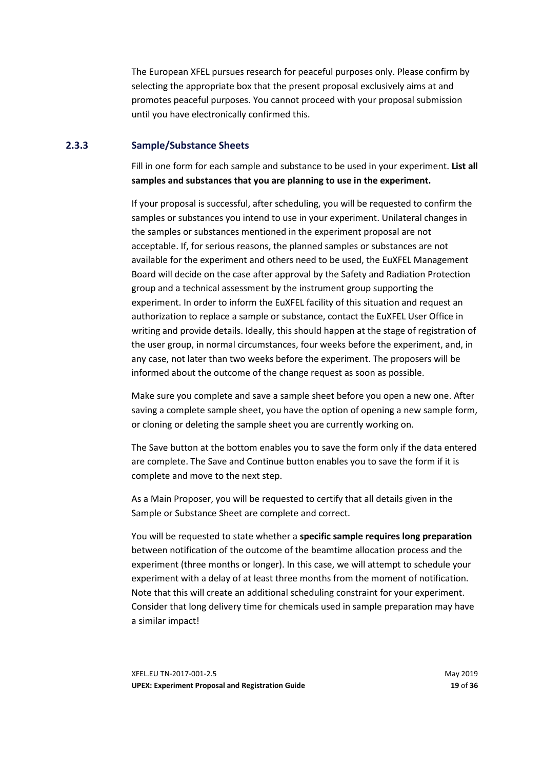The European XFEL pursues research for peaceful purposes only. Please confirm by selecting the appropriate box that the present proposal exclusively aims at and promotes peaceful purposes. You cannot proceed with your proposal submission until you have electronically confirmed this.

### 2.3.3 Sample/Substance Sheets

Fill in one form for each sample and substance to be used in your experiment. **List all samples and substances that you are planning to use in the experiment.**

If your proposal is successful, after scheduling, you will be requested to confirm the samples or substances you intend to use in your experiment. Unilateral changes in the samples or substances mentioned in the experiment proposal are not acceptable. If, for serious reasons, the planned samples or substances are not available for the experiment and others need to be used, the EuXFEL Management Board will decide on the case after approval by the Safety and Radiation Protection group and a technical assessment by the instrument group supporting the experiment. In order to inform the EuXFEL facility of this situation and request an authorization to replace a sample or substance, contact the EuXFEL User Office in writing and provide details. Ideally, this should happen at the stage of registration of the user group, in normal circumstances, four weeks before the experiment, and, in any case, not later than two weeks before the experiment. The proposers will be informed about the outcome of the change request as soon as possible.

Make sure you complete and save a sample sheet before you open a new one. After saving a complete sample sheet, you have the option of opening a new sample form, or cloning or deleting the sample sheet you are currently working on.

The Save button at the bottom enables you to save the form only if the data entered are complete. The Save and Continue button enables you to save the form if it is complete and move to the next step.

As a Main Proposer, you will be requested to certify that all details given in the Sample or Substance Sheet are complete and correct.

You will be requested to state whether a **specific sample requires long preparation** between notification of the outcome of the beamtime allocation process and the experiment (three months or longer). In this case, we will attempt to schedule your experiment with a delay of at least three months from the moment of notification. Note that this will create an additional scheduling constraint for your experiment. Consider that long delivery time for chemicals used in sample preparation may have a similar impact!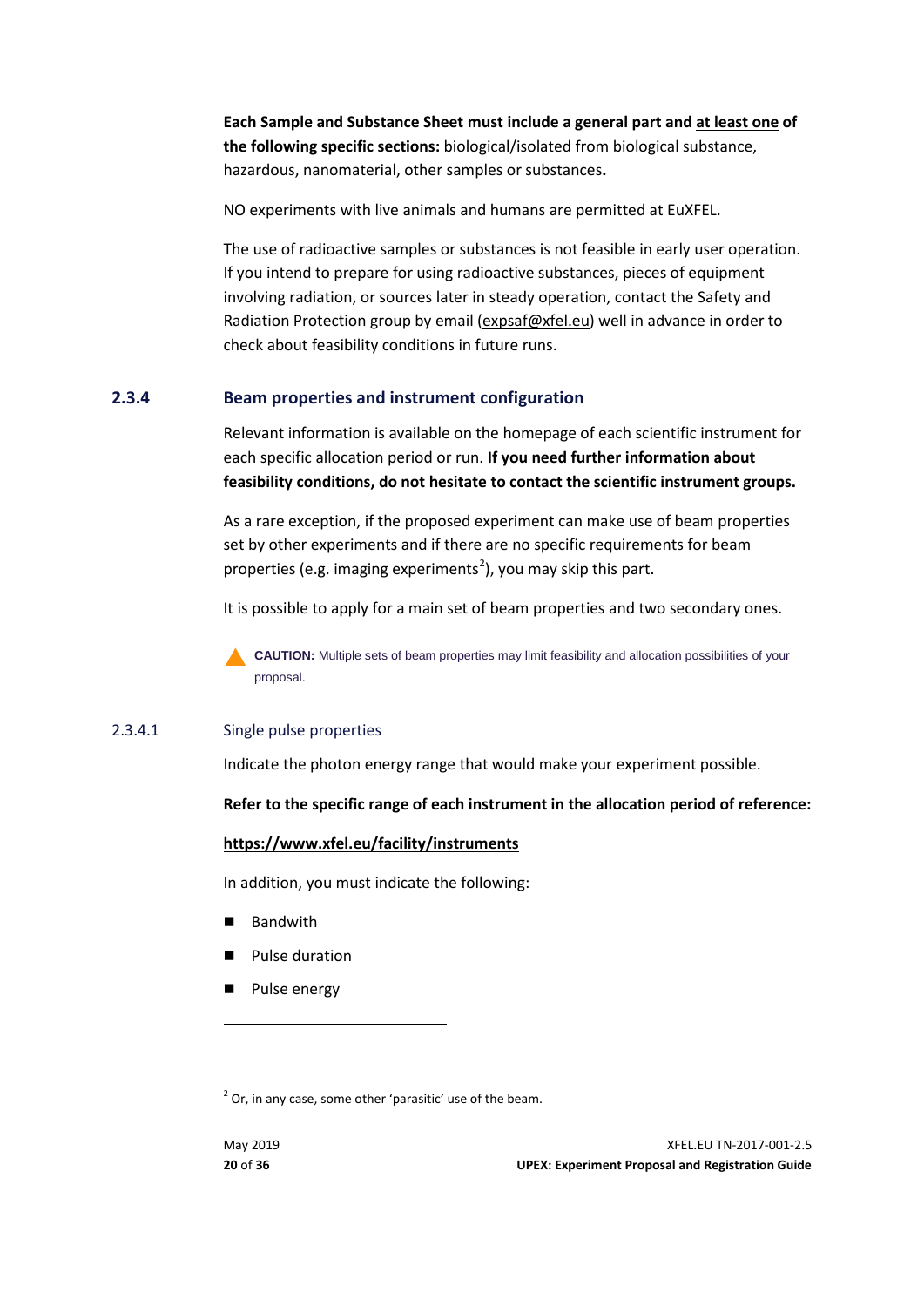**Each Sample and Substance Sheet must include a general part and <u>at least one</u> of the following specific sections:** biological/isolated from biological substance, hazardous, nanomaterial, other samples or substances**.**

NO experiments with live animals and humans are permitted at EuXFEL.

The use of radioactive samples or substances is not feasible in early user operation. If you intend to prepare for using radioactive substances, pieces of equipment involving radiation, or sources later in steady operation, contact the Safety and Radiation Protection group by email (expsaf@xfel.eu) well in advance in order to check about feasibility conditions in future runs.

### 2.3.4 Beam properties and instrument configuration

Relevant information is available on the homepage of each scientific instrument for each specific allocation period or run. **If you need further information about feasibility conditions, do not hesitate to contact the scientific instrument groups.**

As a rare exception, if the proposed experiment can make use of beam properties set by other experiments and if there are no specific requirements for beam properties (e.g. imaging experiments[2]), you may skip this part.

It is possible to apply for a main set of beam properties and two secondary ones.

**CAUTION:** Multiple sets of beam properties may limit feasibility and allocation possibilities of your proposal.

#### 2.3.4.1 Single pulse properties

Indicate the photon energy range that would make your experiment possible.

**Refer to the specific range of each instrument in the allocation period of reference:**

**<u>https://www.xfel.eu/facility/instruments</u>**

In addition, you must indicate the following:

- Bandwith
- Pulse duration
- Pulse energy

[2] Or, in any case, some other 'parasitic' use of the beam.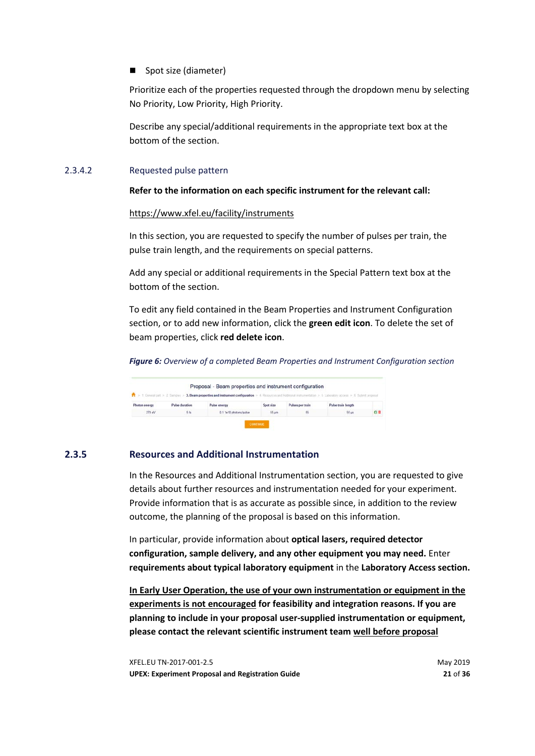- Spot size (diameter)

Prioritize each of the properties requested through the dropdown menu by selecting No Priority, Low Priority, High Priority.

Describe any special/additional requirements in the appropriate text box at the bottom of the section.

#### 2.3.4.2 Requested pulse pattern

**Refer to the information on each specific instrument for the relevant call:**

https://www.xfel.eu/facility/instruments

In this section, you are requested to specify the number of pulses per train, the pulse train length, and the requirements on special patterns.

Add any special or additional requirements in the Special Pattern text box at the bottom of the section.

To edit any field contained in the Beam Properties and Instrument Configuration section, or to add new information, click the **green edit icon**. To delete the set of beam properties, click **red delete icon**.

***Figure 6:*** *Overview of a completed Beam Properties and Instrument Configuration section*

Proposal - Beam properties and instrument configuration

| Photon energy | Pulse duration | Pulse energy | Spot size | Pulses per train | Pulse train length |
|---|---|---|---|---|---|
| 273 eV | 5 fs | 0.1 1e10 photons/pulse | 55 µm | 55 | 56 µs |

CONTINUE

### 2.3.5 Resources and Additional Instrumentation

In the Resources and Additional Instrumentation section, you are requested to give details about further resources and instrumentation needed for your experiment. Provide information that is as accurate as possible since, in addition to the review outcome, the planning of the proposal is based on this information.

In particular, provide information about **optical lasers, required detector configuration, sample delivery, and any other equipment you may need.** Enter **requirements about typical laboratory equipment** in the **Laboratory Access section.**

**In Early User Operation, the use of your own instrumentation or equipment in the experiments is not encouraged for feasibility and integration reasons. If you are planning to include in your proposal user-supplied instrumentation or equipment, please contact the relevant scientific instrument team well before proposal**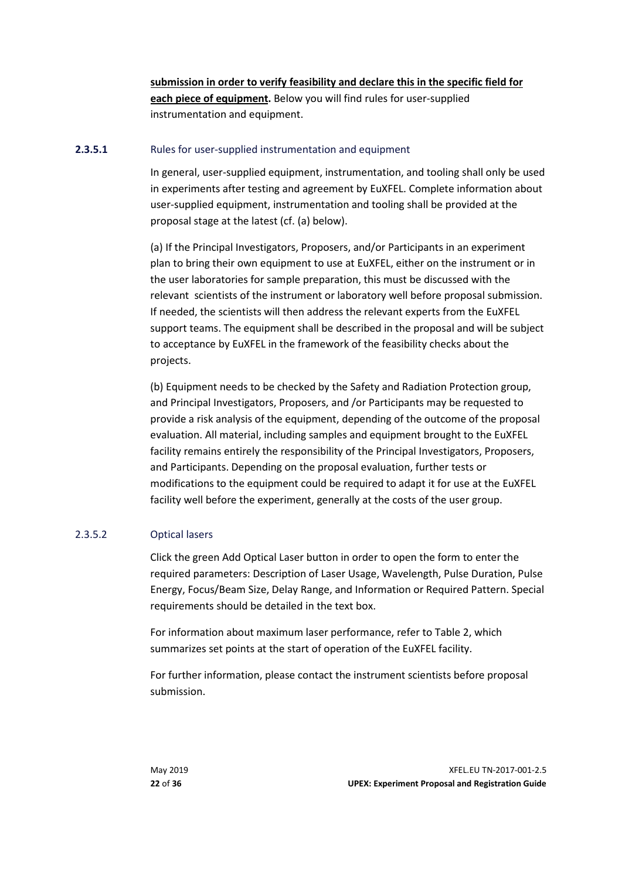**submission in order to verify feasibility and declare this in the specific field for each piece of equipment.** Below you will find rules for user-supplied instrumentation and equipment.

### 2.3.5.1 Rules for user-supplied instrumentation and equipment

In general, user-supplied equipment, instrumentation, and tooling shall only be used in experiments after testing and agreement by EuXFEL. Complete information about user-supplied equipment, instrumentation and tooling shall be provided at the proposal stage at the latest (cf. (a) below).

(a) If the Principal Investigators, Proposers, and/or Participants in an experiment plan to bring their own equipment to use at EuXFEL, either on the instrument or in the user laboratories for sample preparation, this must be discussed with the relevant scientists of the instrument or laboratory well before proposal submission. If needed, the scientists will then address the relevant experts from the EuXFEL support teams. The equipment shall be described in the proposal and will be subject to acceptance by EuXFEL in the framework of the feasibility checks about the projects.

(b) Equipment needs to be checked by the Safety and Radiation Protection group, and Principal Investigators, Proposers, and /or Participants may be requested to provide a risk analysis of the equipment, depending of the outcome of the proposal evaluation. All material, including samples and equipment brought to the EuXFEL facility remains entirely the responsibility of the Principal Investigators, Proposers, and Participants. Depending on the proposal evaluation, further tests or modifications to the equipment could be required to adapt it for use at the EuXFEL facility well before the experiment, generally at the costs of the user group.

### 2.3.5.2 Optical lasers

Click the green Add Optical Laser button in order to open the form to enter the required parameters: Description of Laser Usage, Wavelength, Pulse Duration, Pulse Energy, Focus/Beam Size, Delay Range, and Information or Required Pattern. Special requirements should be detailed in the text box.

For information about maximum laser performance, refer to Table 2, which summarizes set points at the start of operation of the EuXFEL facility.

For further information, please contact the instrument scientists before proposal submission.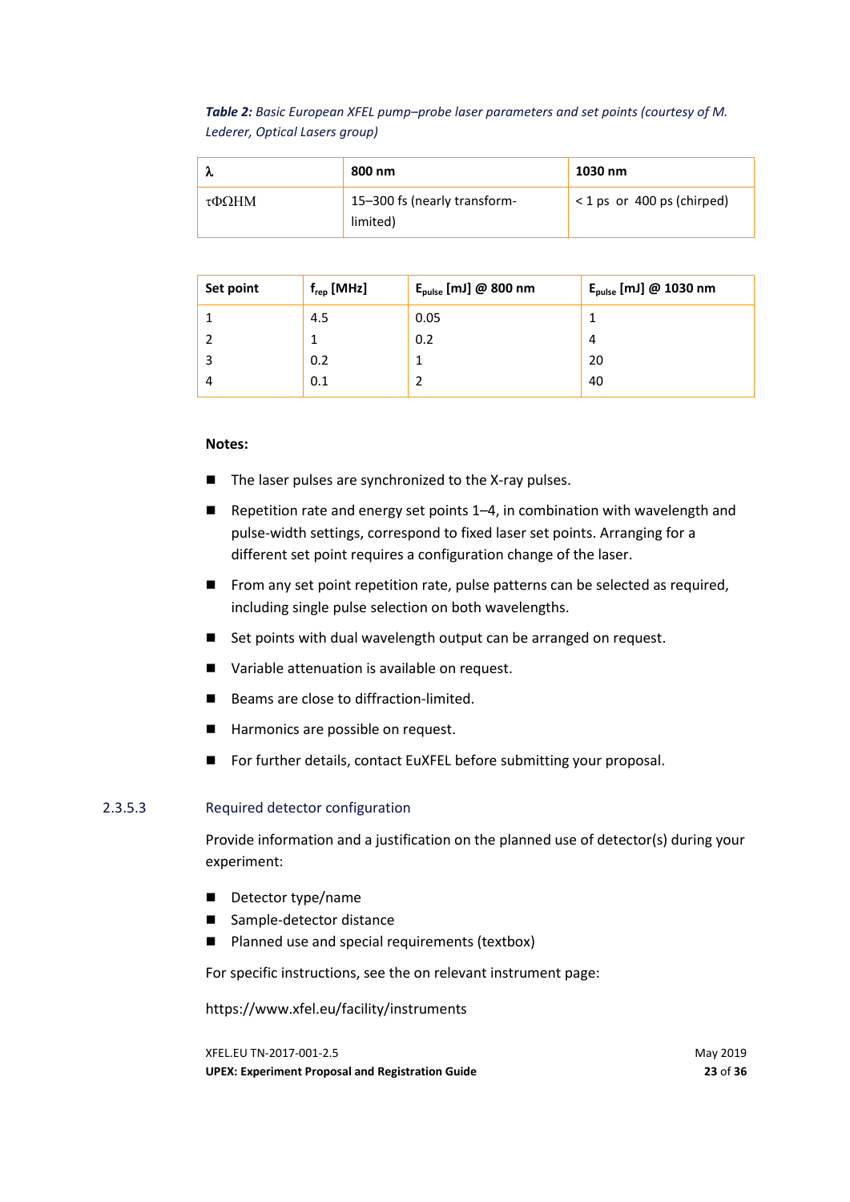***Table 2:** Basic European XFEL pump–probe laser parameters and set points (courtesy of M. Lederer, Optical Lasers group)*

| λ | 800 nm | 1030 nm |
|---|---|---|
| τΦΩHM | 15–300 fs (nearly transform-limited) | < 1 ps or 400 ps (chirped) |

| Set point | $f_{rep}$ [MHz] | $E_{pulse}$ [mJ] @ 800 nm | $E_{pulse}$ [mJ] @ 1030 nm |
|---|---|---|---|
| 1 | 4.5 | 0.05 | 1 |
| 2 | 1 | 0.2 | 4 |
| 3 | 0.2 | 1 | 20 |
| 4 | 0.1 | 2 | 40 |

**Notes:**

- The laser pulses are synchronized to the X-ray pulses.
- Repetition rate and energy set points 1–4, in combination with wavelength and pulse-width settings, correspond to fixed laser set points. Arranging for a different set point requires a configuration change of the laser.
- From any set point repetition rate, pulse patterns can be selected as required, including single pulse selection on both wavelengths.
- Set points with dual wavelength output can be arranged on request.
- Variable attenuation is available on request.
- Beams are close to diffraction-limited.
- Harmonics are possible on request.
- For further details, contact EuXFEL before submitting your proposal.

#### 2.3.5.3 Required detector configuration

Provide information and a justification on the planned use of detector(s) during your experiment:

- Detector type/name
- Sample-detector distance
- Planned use and special requirements (textbox)

For specific instructions, see the on relevant instrument page:

https://www.xfel.eu/facility/instruments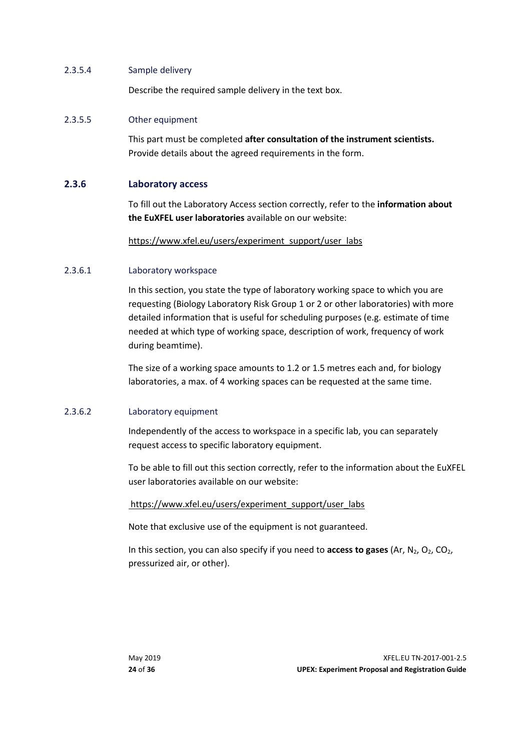#### 2.3.5.4 Sample delivery

Describe the required sample delivery in the text box.

#### 2.3.5.5 Other equipment

This part must be completed **after consultation of the instrument scientists.** Provide details about the agreed requirements in the form.

### 2.3.6 Laboratory access

To fill out the Laboratory Access section correctly, refer to the **information about the EuXFEL user laboratories** available on our website:

https://www.xfel.eu/users/experiment_support/user_labs

#### 2.3.6.1 Laboratory workspace

In this section, you state the type of laboratory working space to which you are requesting (Biology Laboratory Risk Group 1 or 2 or other laboratories) with more detailed information that is useful for scheduling purposes (e.g. estimate of time needed at which type of working space, description of work, frequency of work during beamtime).

The size of a working space amounts to 1.2 or 1.5 metres each and, for biology laboratories, a max. of 4 working spaces can be requested at the same time.

#### 2.3.6.2 Laboratory equipment

Independently of the access to workspace in a specific lab, you can separately request access to specific laboratory equipment.

To be able to fill out this section correctly, refer to the information about the EuXFEL user laboratories available on our website:

https://www.xfel.eu/users/experiment_support/user_labs

Note that exclusive use of the equipment is not guaranteed.

In this section, you can also specify if you need to **access to gases** (Ar, $N_2$, $O_2$, $CO_2$, pressurized air, or other).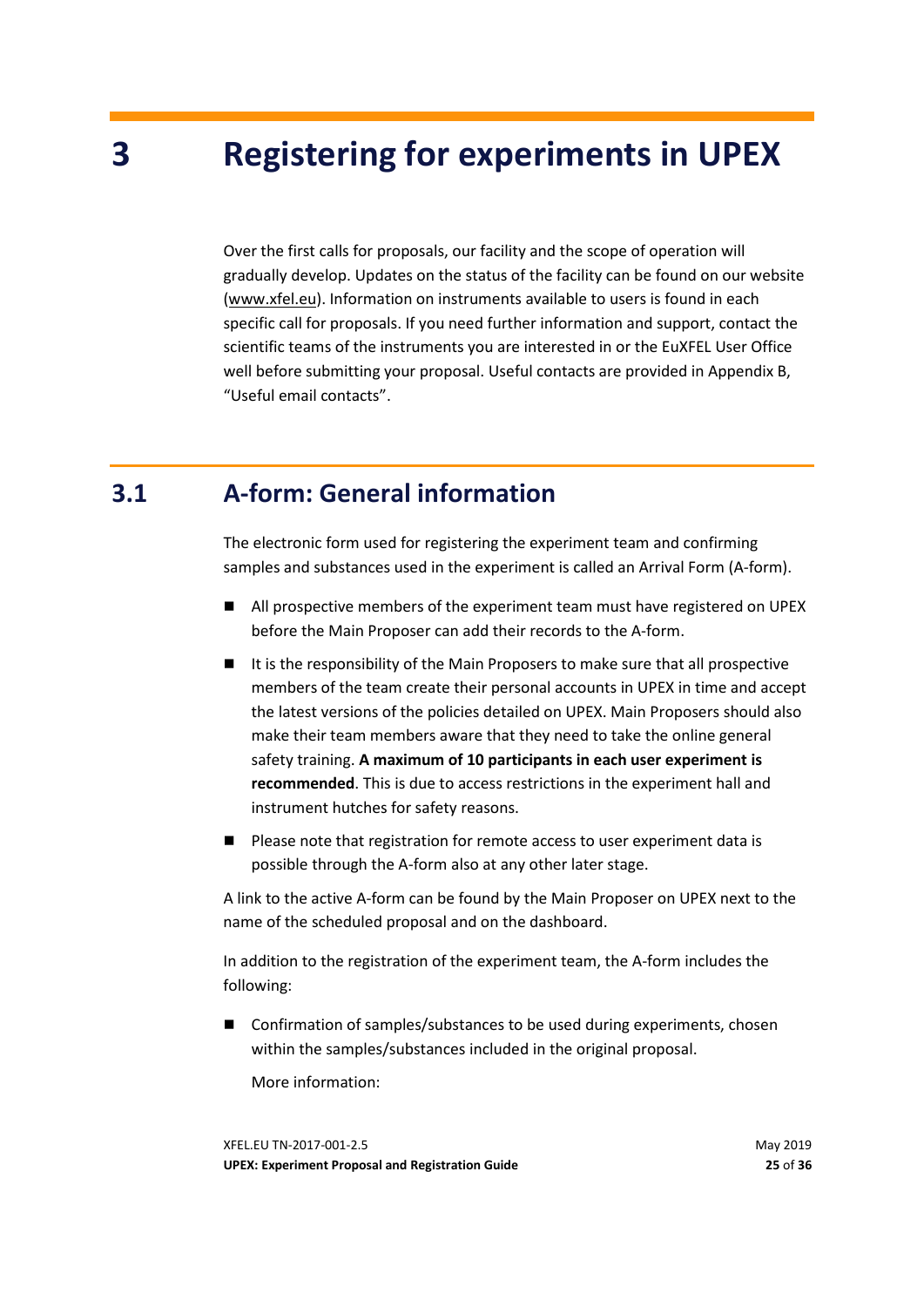# 3 Registering for experiments in UPEX

Over the first calls for proposals, our facility and the scope of operation will gradually develop. Updates on the status of the facility can be found on our website (www.xfel.eu). Information on instruments available to users is found in each specific call for proposals. If you need further information and support, contact the scientific teams of the instruments you are interested in or the EuXFEL User Office well before submitting your proposal. Useful contacts are provided in Appendix B, "Useful email contacts".

## 3.1 A-form: General information

The electronic form used for registering the experiment team and confirming samples and substances used in the experiment is called an Arrival Form (A-form).

- All prospective members of the experiment team must have registered on UPEX before the Main Proposer can add their records to the A-form.
- It is the responsibility of the Main Proposers to make sure that all prospective members of the team create their personal accounts in UPEX in time and accept the latest versions of the policies detailed on UPEX. Main Proposers should also make their team members aware that they need to take the online general safety training. **A maximum of 10 participants in each user experiment is recommended**. This is due to access restrictions in the experiment hall and instrument hutches for safety reasons.
- Please note that registration for remote access to user experiment data is possible through the A-form also at any other later stage.

A link to the active A-form can be found by the Main Proposer on UPEX next to the name of the scheduled proposal and on the dashboard.

In addition to the registration of the experiment team, the A-form includes the following:

- Confirmation of samples/substances to be used during experiments, chosen within the samples/substances included in the original proposal.

  More information: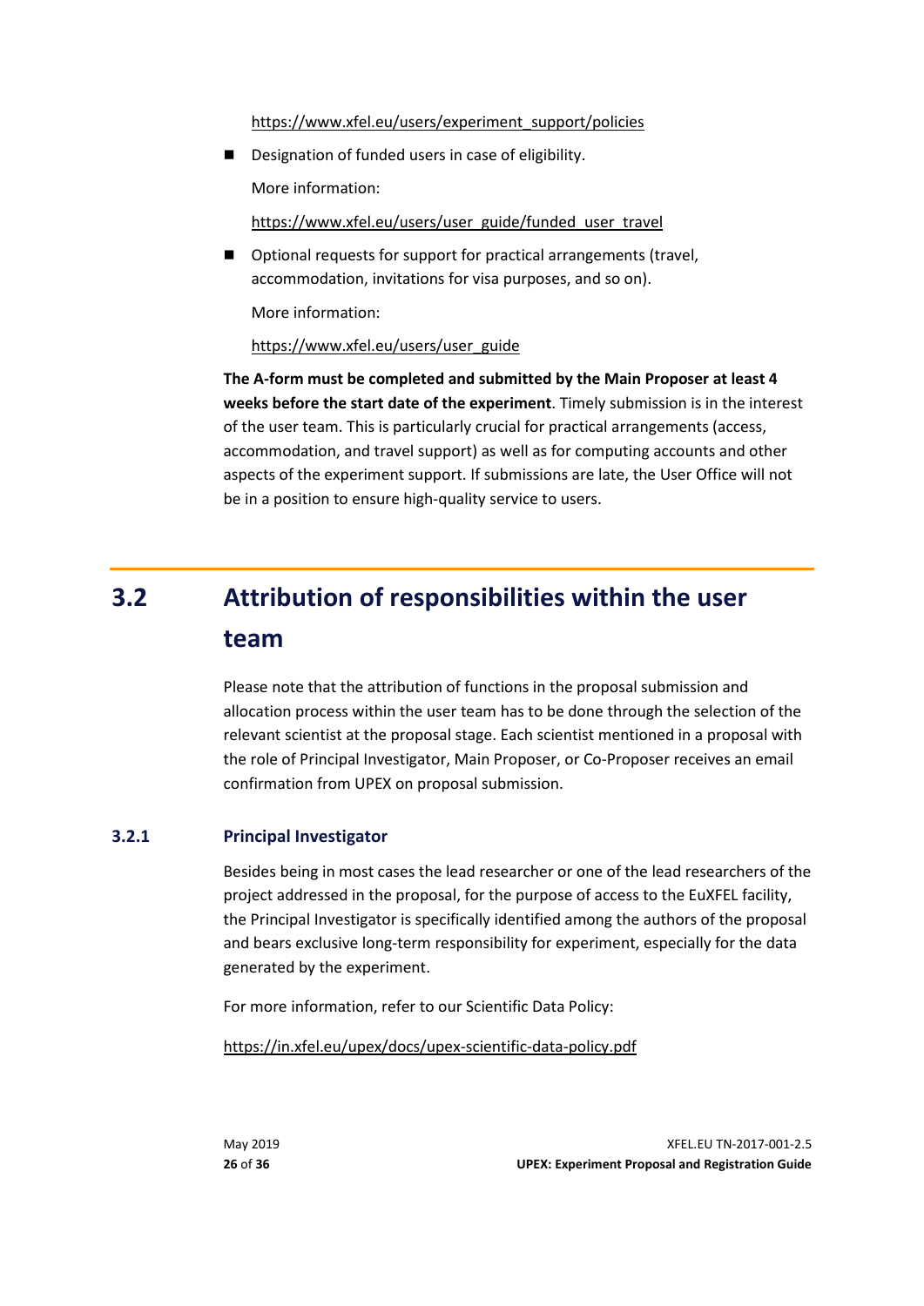https://www.xfel.eu/users/experiment_support/policies

- Designation of funded users in case of eligibility.

  More information:

  https://www.xfel.eu/users/user_guide/funded_user_travel

- Optional requests for support for practical arrangements (travel, accommodation, invitations for visa purposes, and so on).

  More information:

  https://www.xfel.eu/users/user_guide

**The A-form must be completed and submitted by the Main Proposer at least 4 weeks before the start date of the experiment**. Timely submission is in the interest of the user team. This is particularly crucial for practical arrangements (access, accommodation, and travel support) as well as for computing accounts and other aspects of the experiment support. If submissions are late, the User Office will not be in a position to ensure high-quality service to users.

## 3.2 Attribution of responsibilities within the user team

Please note that the attribution of functions in the proposal submission and allocation process within the user team has to be done through the selection of the relevant scientist at the proposal stage. Each scientist mentioned in a proposal with the role of Principal Investigator, Main Proposer, or Co-Proposer receives an email confirmation from UPEX on proposal submission.

### 3.2.1 Principal Investigator

Besides being in most cases the lead researcher or one of the lead researchers of the project addressed in the proposal, for the purpose of access to the EuXFEL facility, the Principal Investigator is specifically identified among the authors of the proposal and bears exclusive long-term responsibility for experiment, especially for the data generated by the experiment.

For more information, refer to our Scientific Data Policy:

https://in.xfel.eu/upex/docs/upex-scientific-data-policy.pdf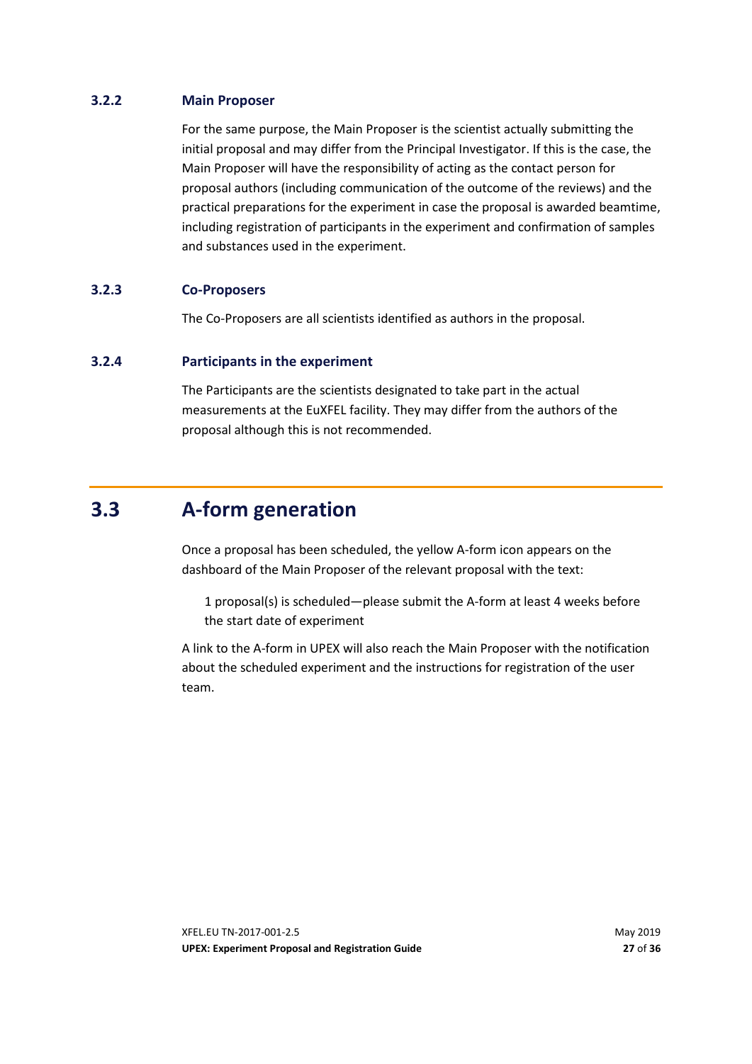### 3.2.2 Main Proposer

For the same purpose, the Main Proposer is the scientist actually submitting the initial proposal and may differ from the Principal Investigator. If this is the case, the Main Proposer will have the responsibility of acting as the contact person for proposal authors (including communication of the outcome of the reviews) and the practical preparations for the experiment in case the proposal is awarded beamtime, including registration of participants in the experiment and confirmation of samples and substances used in the experiment.

### 3.2.3 Co-Proposers

The Co-Proposers are all scientists identified as authors in the proposal.

### 3.2.4 Participants in the experiment

The Participants are the scientists designated to take part in the actual measurements at the EuXFEL facility. They may differ from the authors of the proposal although this is not recommended.

## 3.3 A-form generation

Once a proposal has been scheduled, the yellow A-form icon appears on the dashboard of the Main Proposer of the relevant proposal with the text:

> 1 proposal(s) is scheduled—please submit the A-form at least 4 weeks before the start date of experiment

A link to the A-form in UPEX will also reach the Main Proposer with the notification about the scheduled experiment and the instructions for registration of the user team.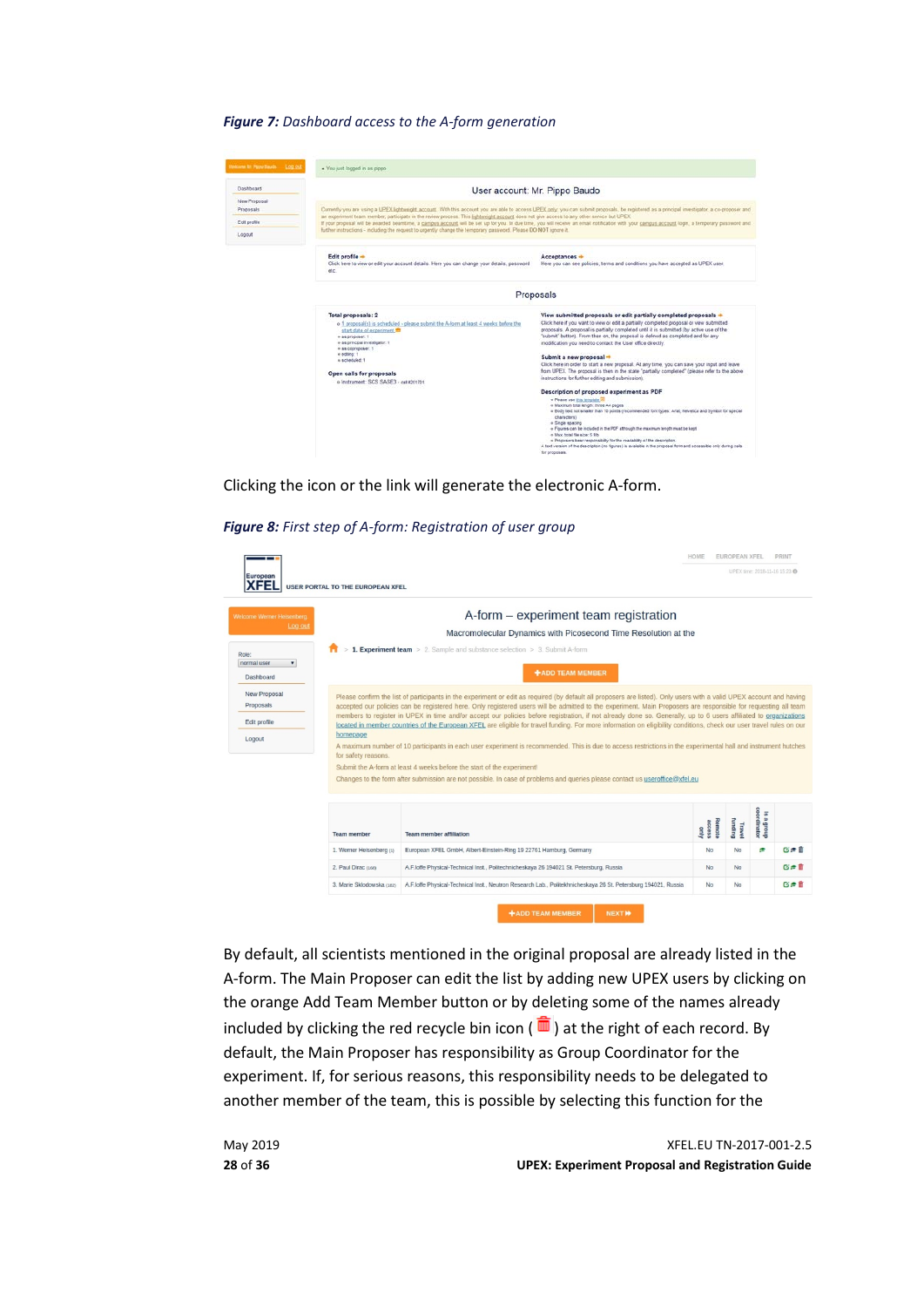***Figure 7:*** *Dashboard access to the A-form generation*

Clicking the icon or the link will generate the electronic A-form.

***Figure 8:*** *First step of A-form: Registration of user group*

By default, all scientists mentioned in the original proposal are already listed in the A-form. The Main Proposer can edit the list by adding new UPEX users by clicking on the orange Add Team Member button or by deleting some of the names already included by clicking the red recycle bin icon ( 🗑 ) at the right of each record. By default, the Main Proposer has responsibility as Group Coordinator for the experiment. If, for serious reasons, this responsibility needs to be delegated to another member of the team, this is possible by selecting this function for the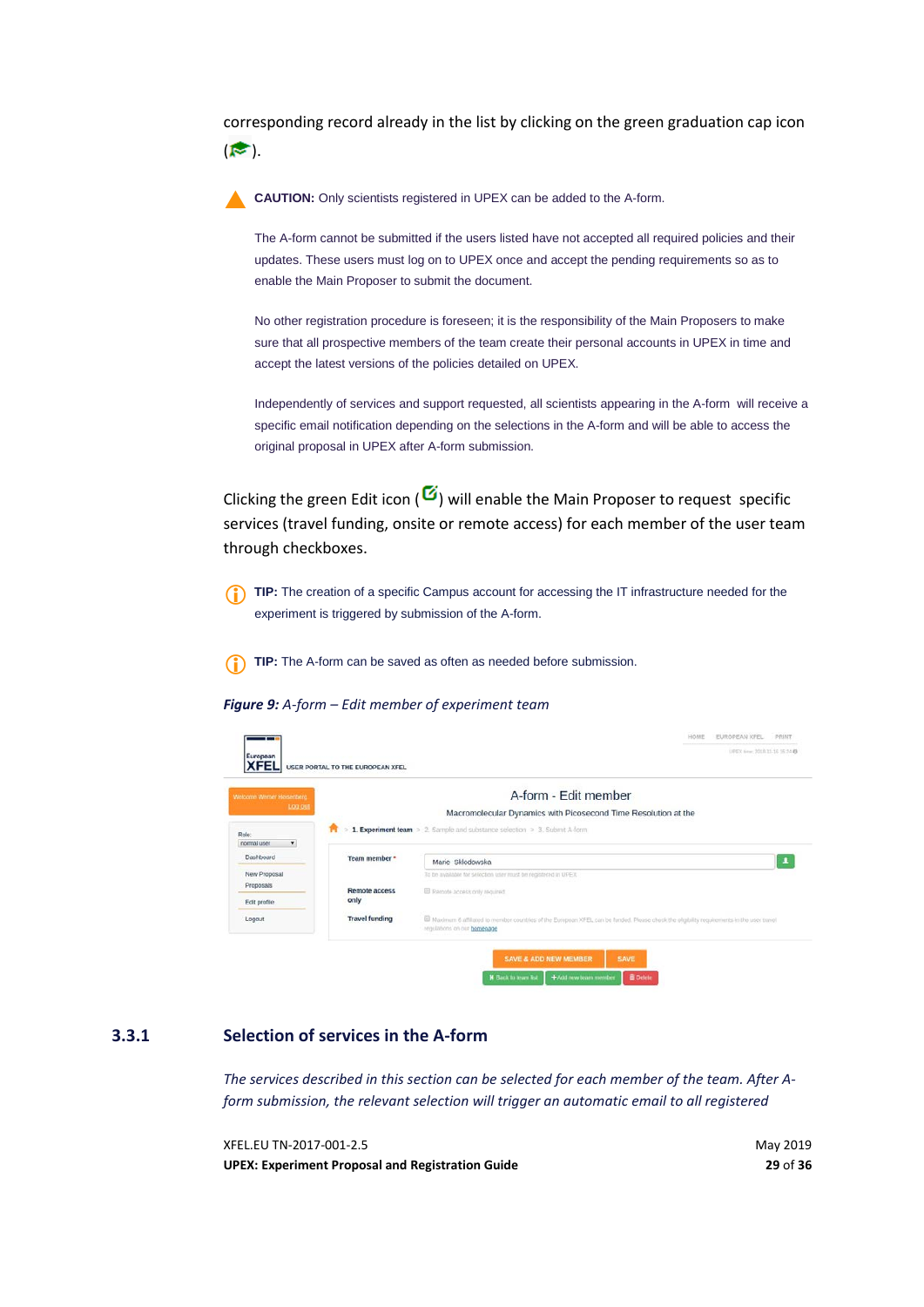corresponding record already in the list by clicking on the green graduation cap icon ( ).

**CAUTION:** Only scientists registered in UPEX can be added to the A-form.

The A-form cannot be submitted if the users listed have not accepted all required policies and their updates. These users must log on to UPEX once and accept the pending requirements so as to enable the Main Proposer to submit the document.

No other registration procedure is foreseen; it is the responsibility of the Main Proposers to make sure that all prospective members of the team create their personal accounts in UPEX in time and accept the latest versions of the policies detailed on UPEX.

Independently of services and support requested, all scientists appearing in the A-form will receive a specific email notification depending on the selections in the A-form and will be able to access the original proposal in UPEX after A-form submission.

Clicking the green Edit icon ( ) will enable the Main Proposer to request specific services (travel funding, onsite or remote access) for each member of the user team through checkboxes.

**TIP:** The creation of a specific Campus account for accessing the IT infrastructure needed for the experiment is triggered by submission of the A-form.

**TIP:** The A-form can be saved as often as needed before submission.

***Figure 9:*** *A-form – Edit member of experiment team*

### 3.3.1 Selection of services in the A-form

*The services described in this section can be selected for each member of the team. After A-form submission, the relevant selection will trigger an automatic email to all registered*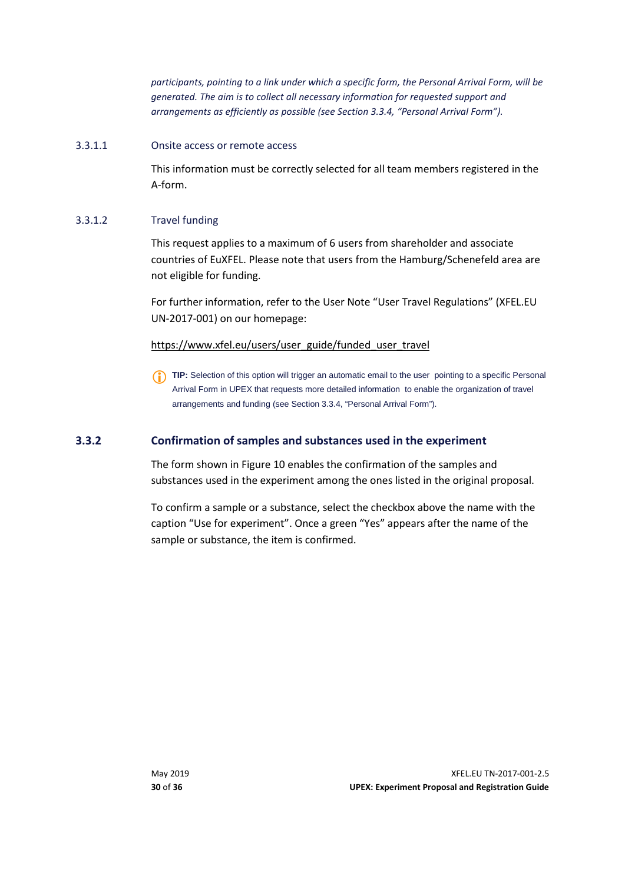*participants, pointing to a link under which a specific form, the Personal Arrival Form, will be generated. The aim is to collect all necessary information for requested support and arrangements as efficiently as possible (see Section 3.3.4, "Personal Arrival Form").*

#### 3.3.1.1 Onsite access or remote access

This information must be correctly selected for all team members registered in the A-form.

#### 3.3.1.2 Travel funding

This request applies to a maximum of 6 users from shareholder and associate countries of EuXFEL. Please note that users from the Hamburg/Schenefeld area are not eligible for funding.

For further information, refer to the User Note "User Travel Regulations" (XFEL.EU UN-2017-001) on our homepage:

https://www.xfel.eu/users/user_guide/funded_user_travel

**TIP:** Selection of this option will trigger an automatic email to the user pointing to a specific Personal Arrival Form in UPEX that requests more detailed information to enable the organization of travel arrangements and funding (see Section 3.3.4, "Personal Arrival Form").

### 3.3.2 Confirmation of samples and substances used in the experiment

The form shown in Figure 10 enables the confirmation of the samples and substances used in the experiment among the ones listed in the original proposal.

To confirm a sample or a substance, select the checkbox above the name with the caption "Use for experiment". Once a green "Yes" appears after the name of the sample or substance, the item is confirmed.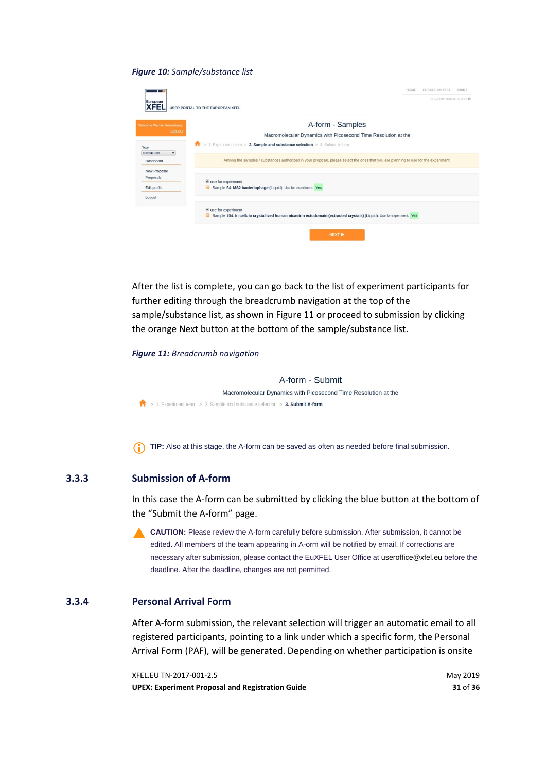***Figure 10:*** *Sample/substance list*

After the list is complete, you can go back to the list of experiment participants for further editing through the breadcrumb navigation at the top of the sample/substance list, as shown in Figure 11 or proceed to submission by clicking the orange Next button at the bottom of the sample/substance list.

***Figure 11:*** *Breadcrumb navigation*

**TIP:** Also at this stage, the A-form can be saved as often as needed before final submission.

### 3.3.3 Submission of A-form

In this case the A-form can be submitted by clicking the blue button at the bottom of the "Submit the A-form" page.

**CAUTION:** Please review the A-form carefully before submission. After submission, it cannot be edited. All members of the team appearing in A-orm will be notified by email. If corrections are necessary after submission, please contact the EuXFEL User Office at useroffice@xfel.eu before the deadline. After the deadline, changes are not permitted.

### 3.3.4 Personal Arrival Form

After A-form submission, the relevant selection will trigger an automatic email to all registered participants, pointing to a link under which a specific form, the Personal Arrival Form (PAF), will be generated. Depending on whether participation is onsite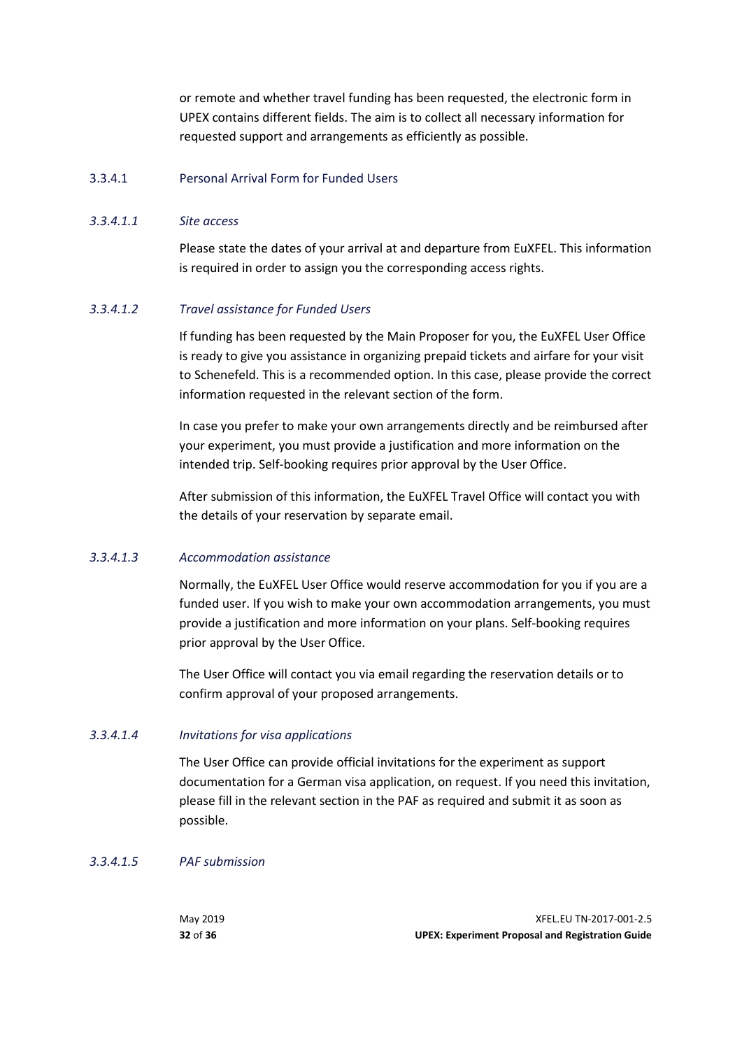or remote and whether travel funding has been requested, the electronic form in UPEX contains different fields. The aim is to collect all necessary information for requested support and arrangements as efficiently as possible.

### 3.3.4.1 Personal Arrival Form for Funded Users

#### *3.3.4.1.1 Site access*

Please state the dates of your arrival at and departure from EuXFEL. This information is required in order to assign you the corresponding access rights.

#### *3.3.4.1.2 Travel assistance for Funded Users*

If funding has been requested by the Main Proposer for you, the EuXFEL User Office is ready to give you assistance in organizing prepaid tickets and airfare for your visit to Schenefeld. This is a recommended option. In this case, please provide the correct information requested in the relevant section of the form.

In case you prefer to make your own arrangements directly and be reimbursed after your experiment, you must provide a justification and more information on the intended trip. Self-booking requires prior approval by the User Office.

After submission of this information, the EuXFEL Travel Office will contact you with the details of your reservation by separate email.

#### *3.3.4.1.3 Accommodation assistance*

Normally, the EuXFEL User Office would reserve accommodation for you if you are a funded user. If you wish to make your own accommodation arrangements, you must provide a justification and more information on your plans. Self-booking requires prior approval by the User Office.

The User Office will contact you via email regarding the reservation details or to confirm approval of your proposed arrangements.

#### *3.3.4.1.4 Invitations for visa applications*

The User Office can provide official invitations for the experiment as support documentation for a German visa application, on request. If you need this invitation, please fill in the relevant section in the PAF as required and submit it as soon as possible.

#### *3.3.4.1.5 PAF submission*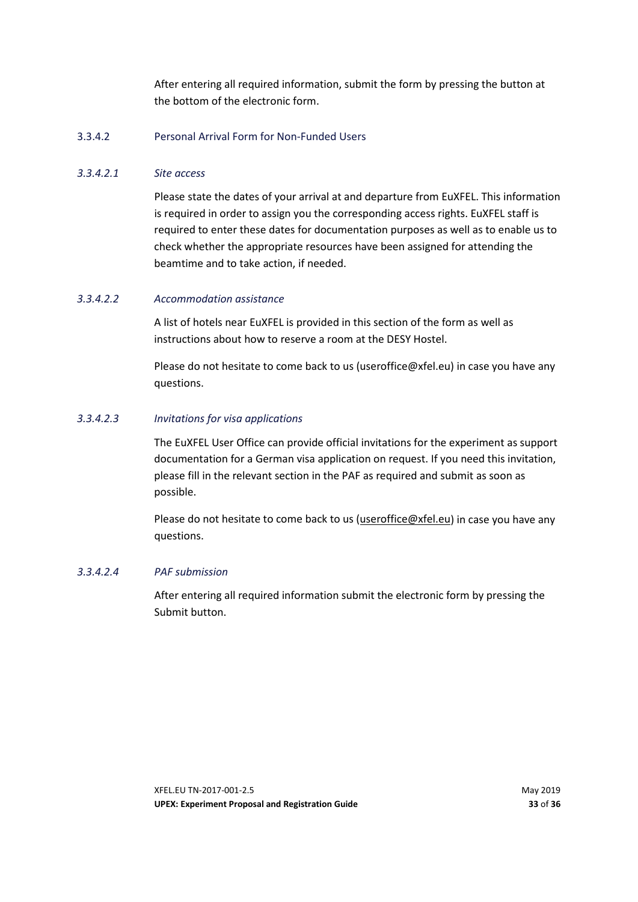After entering all required information, submit the form by pressing the button at the bottom of the electronic form.

### 3.3.4.2 Personal Arrival Form for Non-Funded Users

#### *3.3.4.2.1 Site access*

Please state the dates of your arrival at and departure from EuXFEL. This information is required in order to assign you the corresponding access rights. EuXFEL staff is required to enter these dates for documentation purposes as well as to enable us to check whether the appropriate resources have been assigned for attending the beamtime and to take action, if needed.

#### *3.3.4.2.2 Accommodation assistance*

A list of hotels near EuXFEL is provided in this section of the form as well as instructions about how to reserve a room at the DESY Hostel.

Please do not hesitate to come back to us (useroffice@xfel.eu) in case you have any questions.

#### *3.3.4.2.3 Invitations for visa applications*

The EuXFEL User Office can provide official invitations for the experiment as support documentation for a German visa application on request. If you need this invitation, please fill in the relevant section in the PAF as required and submit as soon as possible.

Please do not hesitate to come back to us (useroffice@xfel.eu) in case you have any questions.

#### *3.3.4.2.4 PAF submission*

After entering all required information submit the electronic form by pressing the Submit button.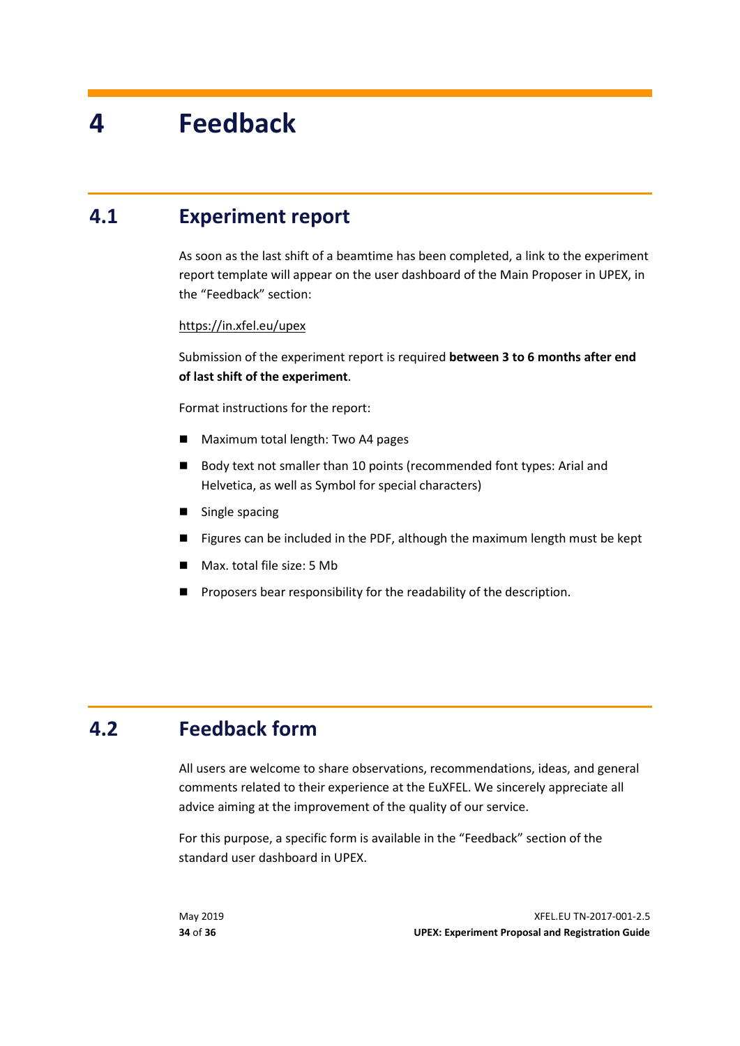# 4 Feedback

## 4.1 Experiment report

As soon as the last shift of a beamtime has been completed, a link to the experiment report template will appear on the user dashboard of the Main Proposer in UPEX, in the "Feedback" section:

https://in.xfel.eu/upex

Submission of the experiment report is required **between 3 to 6 months after end of last shift of the experiment**.

Format instructions for the report:

- Maximum total length: Two A4 pages
- Body text not smaller than 10 points (recommended font types: Arial and Helvetica, as well as Symbol for special characters)
- Single spacing
- Figures can be included in the PDF, although the maximum length must be kept
- Max. total file size: 5 Mb
- Proposers bear responsibility for the readability of the description.

## 4.2 Feedback form

All users are welcome to share observations, recommendations, ideas, and general comments related to their experience at the EuXFEL. We sincerely appreciate all advice aiming at the improvement of the quality of our service.

For this purpose, a specific form is available in the "Feedback" section of the standard user dashboard in UPEX.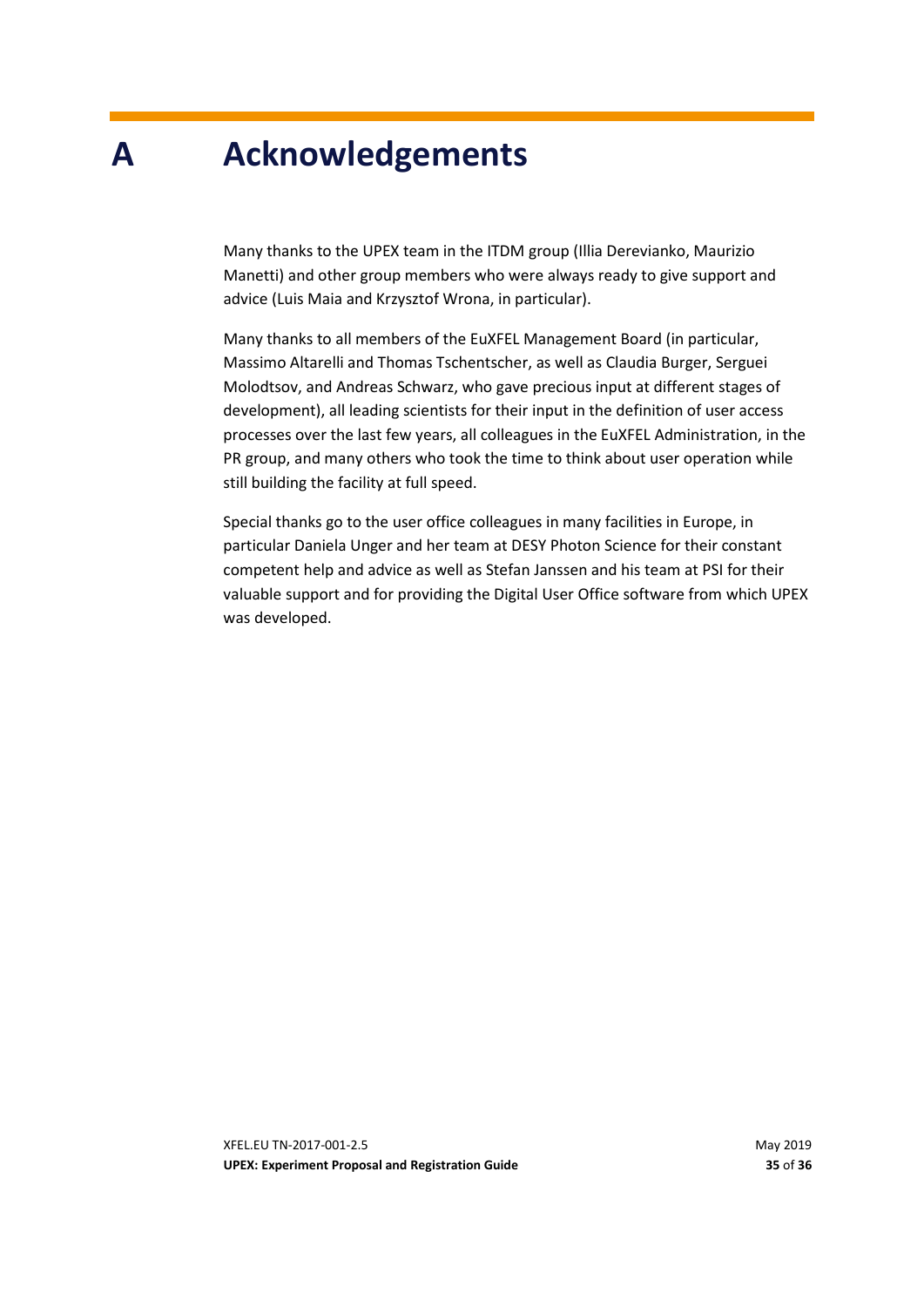# A Acknowledgements

Many thanks to the UPEX team in the ITDM group (Illia Derevianko, Maurizio Manetti) and other group members who were always ready to give support and advice (Luis Maia and Krzysztof Wrona, in particular).

Many thanks to all members of the EuXFEL Management Board (in particular, Massimo Altarelli and Thomas Tschentscher, as well as Claudia Burger, Serguei Molodtsov, and Andreas Schwarz, who gave precious input at different stages of development), all leading scientists for their input in the definition of user access processes over the last few years, all colleagues in the EuXFEL Administration, in the PR group, and many others who took the time to think about user operation while still building the facility at full speed.

Special thanks go to the user office colleagues in many facilities in Europe, in particular Daniela Unger and her team at DESY Photon Science for their constant competent help and advice as well as Stefan Janssen and his team at PSI for their valuable support and for providing the Digital User Office software from which UPEX was developed.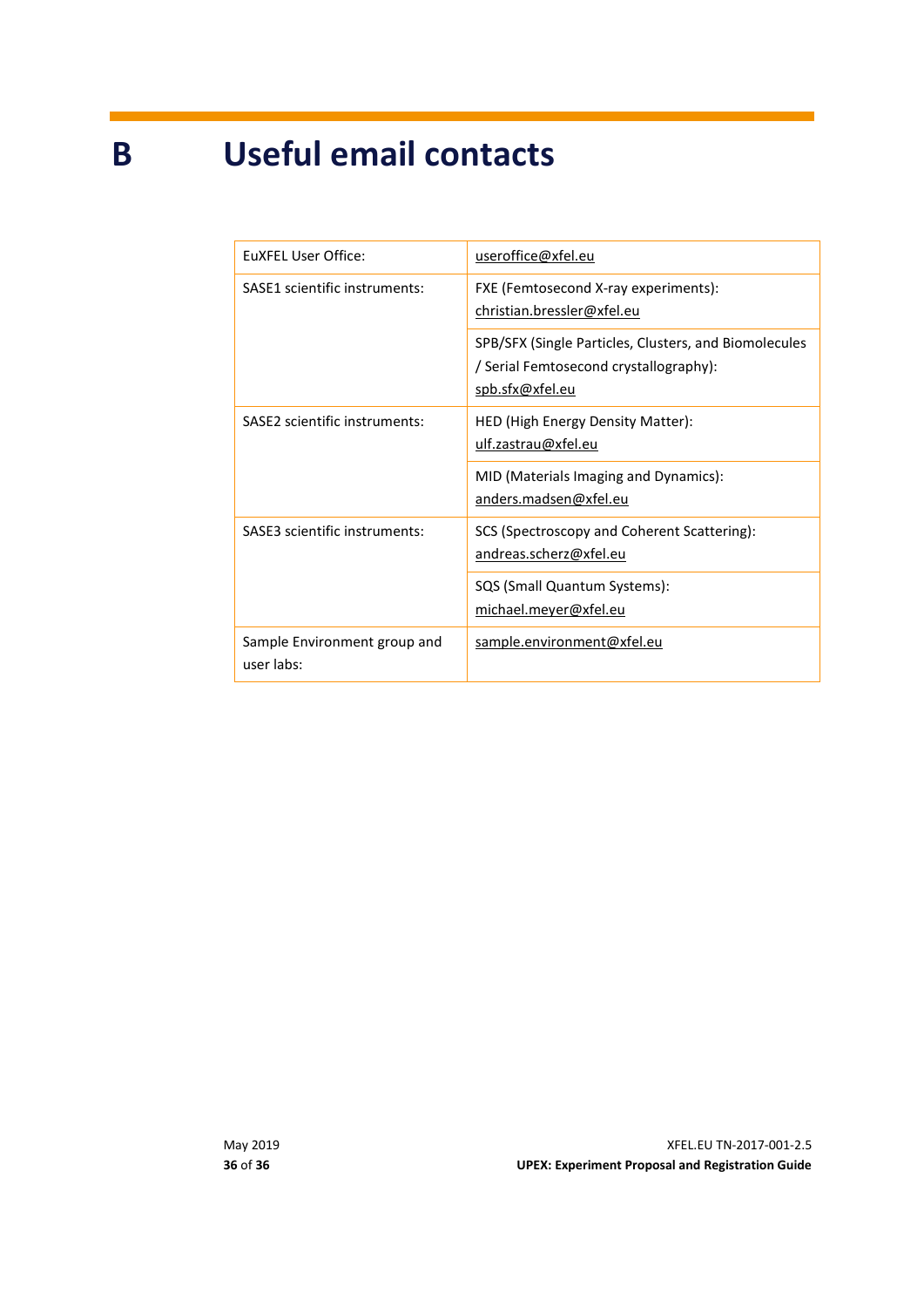# B Useful email contacts

| | |
|---|---|
| EuXFEL User Office: | useroffice@xfel.eu |
| SASE1 scientific instruments: | FXE (Femtosecond X-ray experiments): christian.bressler@xfel.eu |
| | SPB/SFX (Single Particles, Clusters, and Biomolecules / Serial Femtosecond crystallography): spb.sfx@xfel.eu |
| SASE2 scientific instruments: | HED (High Energy Density Matter): ulf.zastrau@xfel.eu |
| | MID (Materials Imaging and Dynamics): anders.madsen@xfel.eu |
| SASE3 scientific instruments: | SCS (Spectroscopy and Coherent Scattering): andreas.scherz@xfel.eu |
| | SQS (Small Quantum Systems): michael.meyer@xfel.eu |
| Sample Environment group and user labs: | sample.environment@xfel.eu |